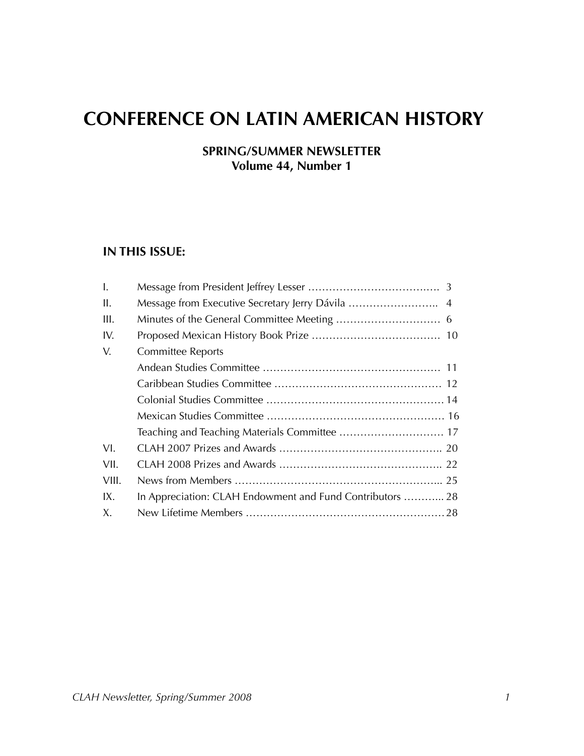# CONFERENCE ON LATIN AMERICAN HISTORY

**SPRING/SUMMER NEWSLETTER**
**Volume 44, Number 1**

## IN THIS ISSUE:

I. Message from President Jeffrey Lesser …………………………………. 3
II. Message from Executive Secretary Jerry Dávila …………………….. 4
III. Minutes of the General Committee Meeting ………………………… 6
IV. Proposed Mexican History Book Prize ………………………………. 10
V. Committee Reports
   Andean Studies Committee …………………………………………… 11
   Caribbean Studies Committee ………………………………………… 12
   Colonial Studies Committee …………………………………………… 14
   Mexican Studies Committee …………………………………………… 16
   Teaching and Teaching Materials Committee ………………………… 17
VI. CLAH 2007 Prizes and Awards ……………………………………….. 20
VII. CLAH 2008 Prizes and Awards ……………………………………….. 22
VIII. News from Members …………………………………………………... 25
IX. In Appreciation: CLAH Endowment and Fund Contributors ………... 28
X. New Lifetime Members ………………………………………………… 28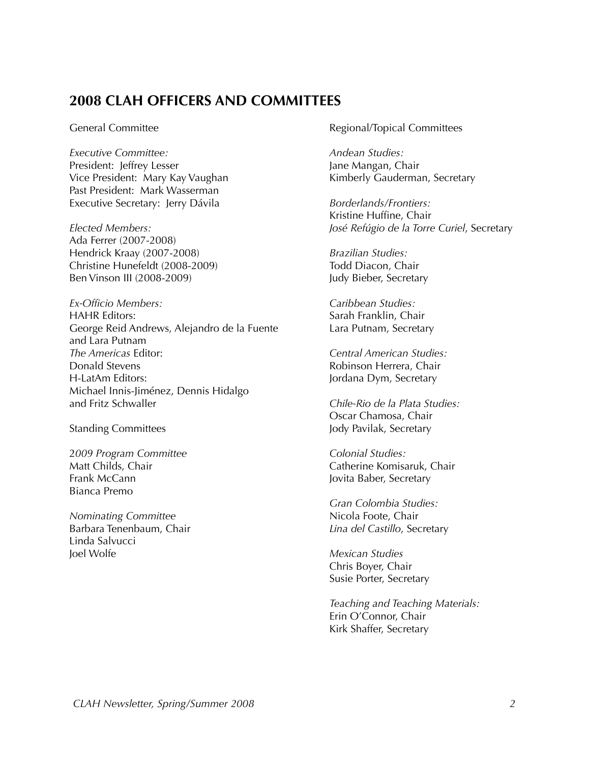## 2008 CLAH OFFICERS AND COMMITTEES

General Committee

*Executive Committee:*
President: Jeffrey Lesser
Vice President: Mary Kay Vaughan
Past President: Mark Wasserman
Executive Secretary: Jerry Dávila

*Elected Members:*
Ada Ferrer (2007-2008)
Hendrick Kraay (2007-2008)
Christine Hunefeldt (2008-2009)
Ben Vinson III (2008-2009)

*Ex-Officio Members:*
HAHR Editors:
George Reid Andrews, Alejandro de la Fuente and Lara Putnam
*The Americas* Editor:
Donald Stevens
H-LatAm Editors:
Michael Innis-Jiménez, Dennis Hidalgo and Fritz Schwaller

Standing Committees

*2009 Program Committee*
Matt Childs, Chair
Frank McCann
Bianca Premo

*Nominating Committee*
Barbara Tenenbaum, Chair
Linda Salvucci
Joel Wolfe

Regional/Topical Committees

*Andean Studies:*
Jane Mangan, Chair
Kimberly Gauderman, Secretary

*Borderlands/Frontiers:*
Kristine Huffine, Chair
*José Refúgio de la Torre Curiel*, Secretary

*Brazilian Studies:*
Todd Diacon, Chair
Judy Bieber, Secretary

*Caribbean Studies:*
Sarah Franklin, Chair
Lara Putnam, Secretary

*Central American Studies:*
Robinson Herrera, Chair
Jordana Dym, Secretary

*Chile-Rio de la Plata Studies:*
Oscar Chamosa, Chair
Jody Pavilak, Secretary

*Colonial Studies:*
Catherine Komisaruk, Chair
Jovita Baber, Secretary

*Gran Colombia Studies:*
Nicola Foote, Chair
*Lina del Castillo*, Secretary

*Mexican Studies*
Chris Boyer, Chair
Susie Porter, Secretary

*Teaching and Teaching Materials:*
Erin O'Connor, Chair
Kirk Shaffer, Secretary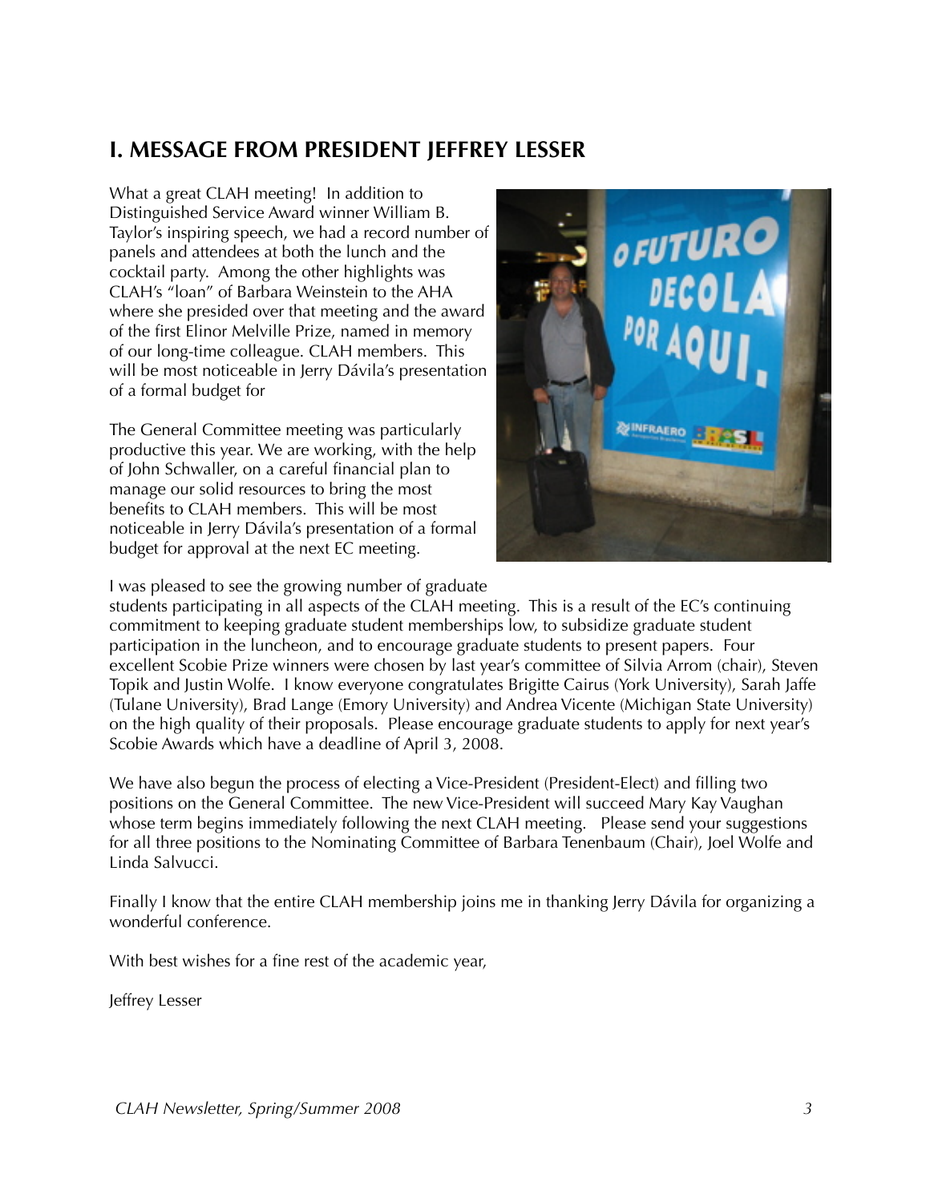## I. MESSAGE FROM PRESIDENT JEFFREY LESSER

What a great CLAH meeting! In addition to Distinguished Service Award winner William B. Taylor's inspiring speech, we had a record number of panels and attendees at both the lunch and the cocktail party. Among the other highlights was CLAH's "loan" of Barbara Weinstein to the AHA where she presided over that meeting and the award of the first Elinor Melville Prize, named in memory of our long-time colleague. CLAH members. This will be most noticeable in Jerry Dávila's presentation of a formal budget for

The General Committee meeting was particularly productive this year. We are working, with the help of John Schwaller, on a careful financial plan to manage our solid resources to bring the most benefits to CLAH members. This will be most noticeable in Jerry Dávila's presentation of a formal budget for approval at the next EC meeting.

I was pleased to see the growing number of graduate students participating in all aspects of the CLAH meeting. This is a result of the EC's continuing commitment to keeping graduate student memberships low, to subsidize graduate student participation in the luncheon, and to encourage graduate students to present papers. Four excellent Scobie Prize winners were chosen by last year's committee of Silvia Arrom (chair), Steven Topik and Justin Wolfe. I know everyone congratulates Brigitte Cairus (York University), Sarah Jaffe (Tulane University), Brad Lange (Emory University) and Andrea Vicente (Michigan State University) on the high quality of their proposals. Please encourage graduate students to apply for next year's Scobie Awards which have a deadline of April 3, 2008.

We have also begun the process of electing a Vice-President (President-Elect) and filling two positions on the General Committee. The new Vice-President will succeed Mary Kay Vaughan whose term begins immediately following the next CLAH meeting. Please send your suggestions for all three positions to the Nominating Committee of Barbara Tenenbaum (Chair), Joel Wolfe and Linda Salvucci.

Finally I know that the entire CLAH membership joins me in thanking Jerry Dávila for organizing a wonderful conference.

With best wishes for a fine rest of the academic year,

Jeffrey Lesser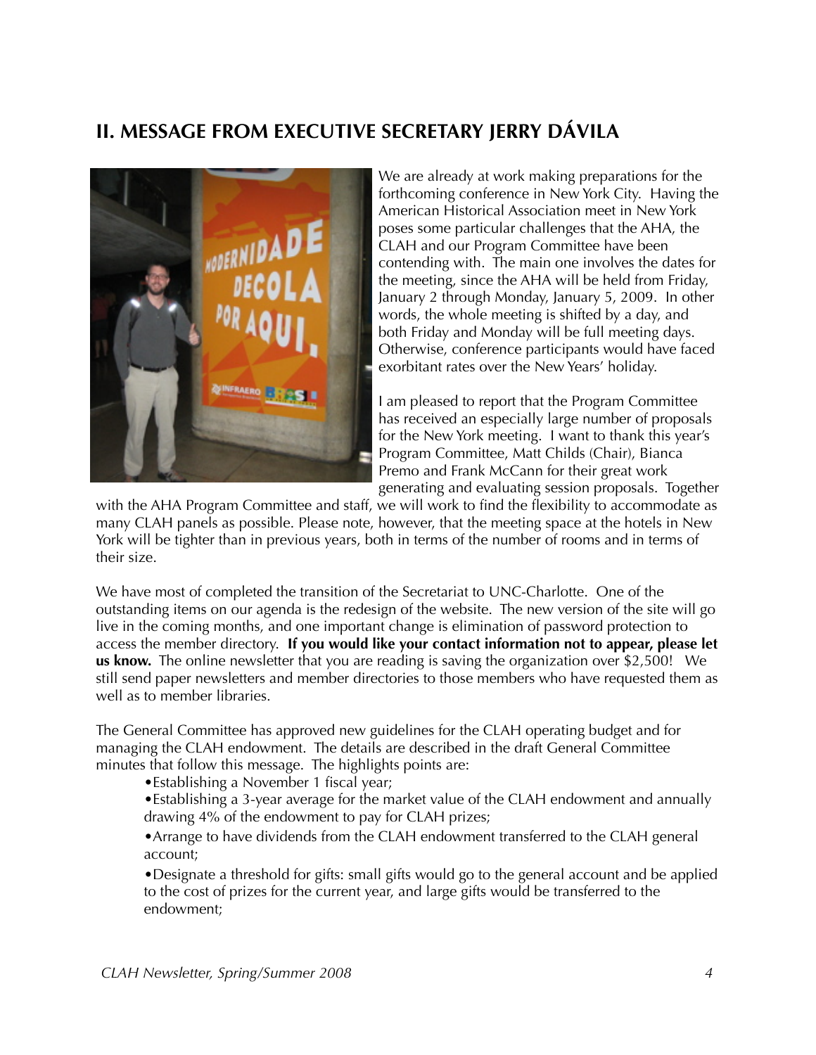## II. MESSAGE FROM EXECUTIVE SECRETARY JERRY DÁVILA

We are already at work making preparations for the forthcoming conference in New York City. Having the American Historical Association meet in New York poses some particular challenges that the AHA, the CLAH and our Program Committee have been contending with. The main one involves the dates for the meeting, since the AHA will be held from Friday, January 2 through Monday, January 5, 2009. In other words, the whole meeting is shifted by a day, and both Friday and Monday will be full meeting days. Otherwise, conference participants would have faced exorbitant rates over the New Years' holiday.

I am pleased to report that the Program Committee has received an especially large number of proposals for the New York meeting. I want to thank this year's Program Committee, Matt Childs (Chair), Bianca Premo and Frank McCann for their great work generating and evaluating session proposals. Together with the AHA Program Committee and staff, we will work to find the flexibility to accommodate as many CLAH panels as possible. Please note, however, that the meeting space at the hotels in New York will be tighter than in previous years, both in terms of the number of rooms and in terms of their size.

We have most of completed the transition of the Secretariat to UNC-Charlotte. One of the outstanding items on our agenda is the redesign of the website. The new version of the site will go live in the coming months, and one important change is elimination of password protection to access the member directory. **If you would like your contact information not to appear, please let us know.** The online newsletter that you are reading is saving the organization over $2,500! We still send paper newsletters and member directories to those members who have requested them as well as to member libraries.

The General Committee has approved new guidelines for the CLAH operating budget and for managing the CLAH endowment. The details are described in the draft General Committee minutes that follow this message. The highlights points are:

- Establishing a November 1 fiscal year;
- Establishing a 3-year average for the market value of the CLAH endowment and annually drawing 4% of the endowment to pay for CLAH prizes;
- Arrange to have dividends from the CLAH endowment transferred to the CLAH general account;
- Designate a threshold for gifts: small gifts would go to the general account and be applied to the cost of prizes for the current year, and large gifts would be transferred to the endowment;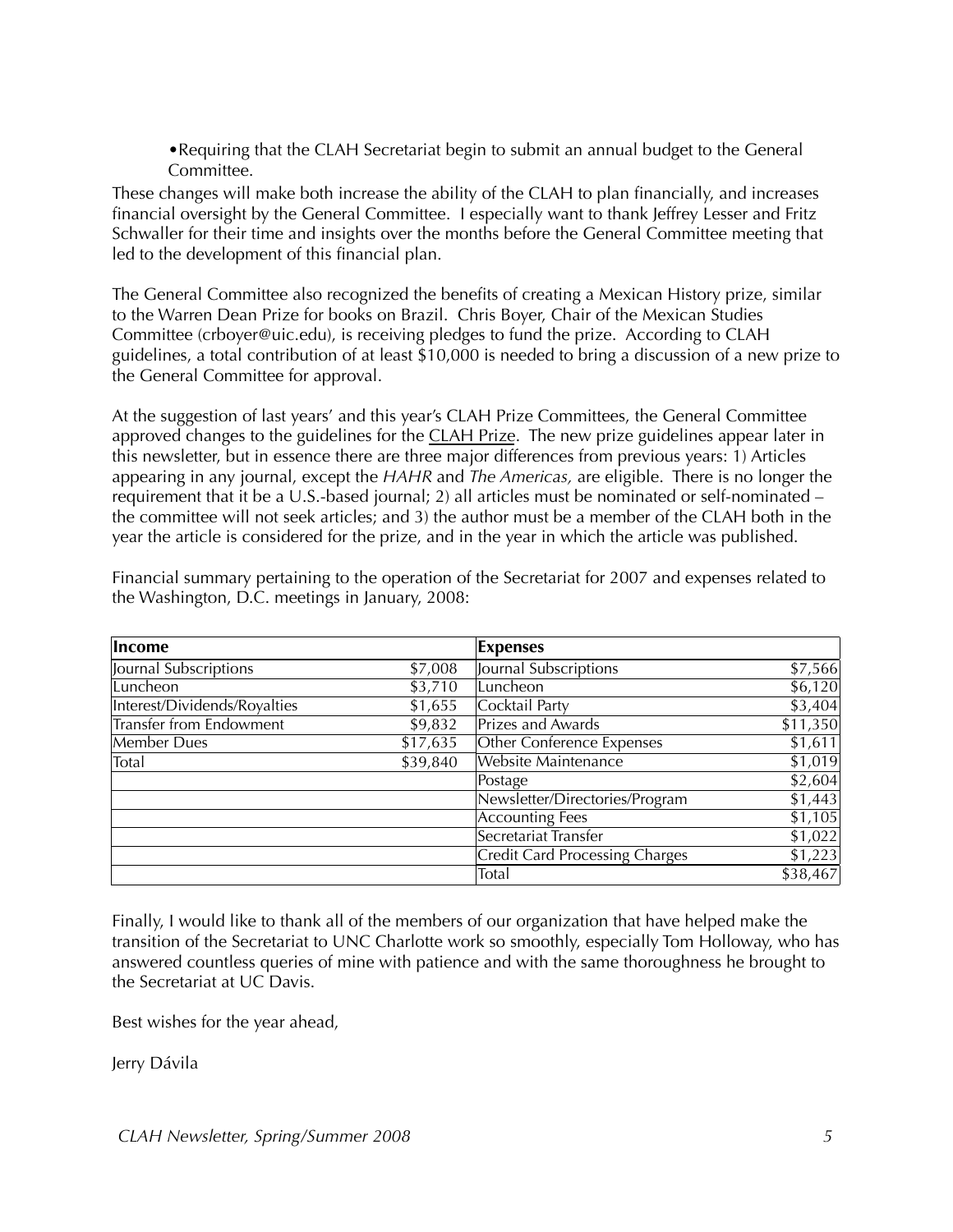- Requiring that the CLAH Secretariat begin to submit an annual budget to the General Committee.

These changes will make both increase the ability of the CLAH to plan financially, and increases financial oversight by the General Committee. I especially want to thank Jeffrey Lesser and Fritz Schwaller for their time and insights over the months before the General Committee meeting that led to the development of this financial plan.

The General Committee also recognized the benefits of creating a Mexican History prize, similar to the Warren Dean Prize for books on Brazil. Chris Boyer, Chair of the Mexican Studies Committee (crboyer@uic.edu), is receiving pledges to fund the prize. According to CLAH guidelines, a total contribution of at least $10,000 is needed to bring a discussion of a new prize to the General Committee for approval.

At the suggestion of last years' and this year's CLAH Prize Committees, the General Committee approved changes to the guidelines for the CLAH Prize. The new prize guidelines appear later in this newsletter, but in essence there are three major differences from previous years: 1) Articles appearing in any journal, except the *HAHR* and *The Americas,* are eligible. There is no longer the requirement that it be a U.S.-based journal; 2) all articles must be nominated or self-nominated – the committee will not seek articles; and 3) the author must be a member of the CLAH both in the year the article is considered for the prize, and in the year in which the article was published.

Financial summary pertaining to the operation of the Secretariat for 2007 and expenses related to the Washington, D.C. meetings in January, 2008:

| **Income** | | **Expenses** | |
|---|---|---|---|
| Journal Subscriptions | $7,008 | Journal Subscriptions | $7,566 |
| Luncheon | $3,710 | Luncheon | $6,120 |
| Interest/Dividends/Royalties | $1,655 | Cocktail Party | $3,404 |
| Transfer from Endowment | $9,832 | Prizes and Awards | $11,350 |
| Member Dues | $17,635 | Other Conference Expenses | $1,611 |
| Total | $39,840 | Website Maintenance | $1,019 |
| | | Postage | $2,604 |
| | | Newsletter/Directories/Program | $1,443 |
| | | Accounting Fees | $1,105 |
| | | Secretariat Transfer | $1,022 |
| | | Credit Card Processing Charges | $1,223 |
| | | Total | $38,467 |

Finally, I would like to thank all of the members of our organization that have helped make the transition of the Secretariat to UNC Charlotte work so smoothly, especially Tom Holloway, who has answered countless queries of mine with patience and with the same thoroughness he brought to the Secretariat at UC Davis.

Best wishes for the year ahead,

Jerry Dávila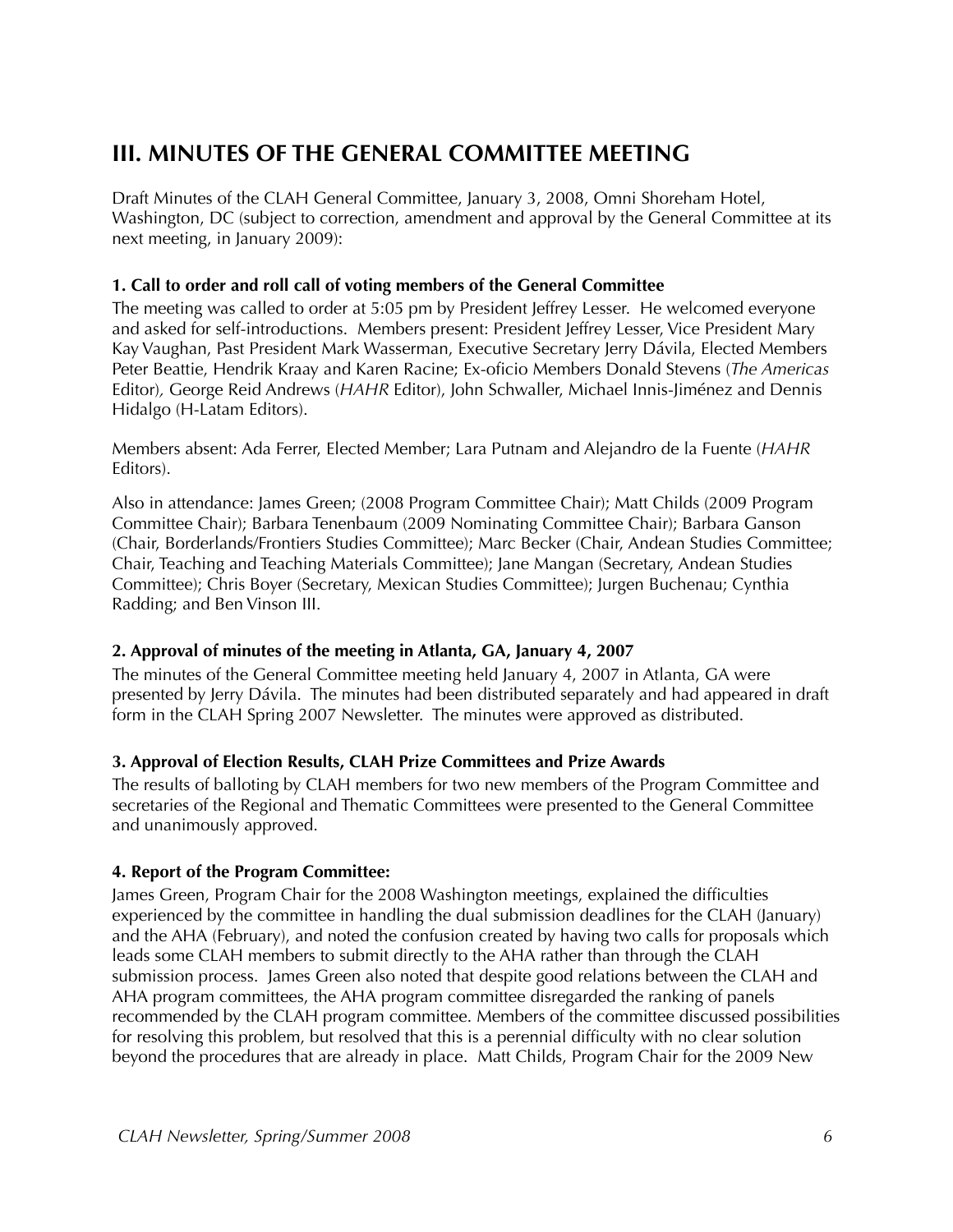## III. MINUTES OF THE GENERAL COMMITTEE MEETING

Draft Minutes of the CLAH General Committee, January 3, 2008, Omni Shoreham Hotel, Washington, DC (subject to correction, amendment and approval by the General Committee at its next meeting, in January 2009):

**1. Call to order and roll call of voting members of the General Committee**

The meeting was called to order at 5:05 pm by President Jeffrey Lesser. He welcomed everyone and asked for self-introductions. Members present: President Jeffrey Lesser, Vice President Mary Kay Vaughan, Past President Mark Wasserman, Executive Secretary Jerry Dávila, Elected Members Peter Beattie, Hendrik Kraay and Karen Racine; Ex-oficio Members Donald Stevens (*The Americas* Editor), George Reid Andrews (*HAHR* Editor), John Schwaller, Michael Innis-Jiménez and Dennis Hidalgo (H-Latam Editors).

Members absent: Ada Ferrer, Elected Member; Lara Putnam and Alejandro de la Fuente (*HAHR* Editors).

Also in attendance: James Green; (2008 Program Committee Chair); Matt Childs (2009 Program Committee Chair); Barbara Tenenbaum (2009 Nominating Committee Chair); Barbara Ganson (Chair, Borderlands/Frontiers Studies Committee); Marc Becker (Chair, Andean Studies Committee; Chair, Teaching and Teaching Materials Committee); Jane Mangan (Secretary, Andean Studies Committee); Chris Boyer (Secretary, Mexican Studies Committee); Jurgen Buchenau; Cynthia Radding; and Ben Vinson III.

**2. Approval of minutes of the meeting in Atlanta, GA, January 4, 2007**

The minutes of the General Committee meeting held January 4, 2007 in Atlanta, GA were presented by Jerry Dávila. The minutes had been distributed separately and had appeared in draft form in the CLAH Spring 2007 Newsletter. The minutes were approved as distributed.

**3. Approval of Election Results, CLAH Prize Committees and Prize Awards**

The results of balloting by CLAH members for two new members of the Program Committee and secretaries of the Regional and Thematic Committees were presented to the General Committee and unanimously approved.

**4. Report of the Program Committee:**

James Green, Program Chair for the 2008 Washington meetings, explained the difficulties experienced by the committee in handling the dual submission deadlines for the CLAH (January) and the AHA (February), and noted the confusion created by having two calls for proposals which leads some CLAH members to submit directly to the AHA rather than through the CLAH submission process. James Green also noted that despite good relations between the CLAH and AHA program committees, the AHA program committee disregarded the ranking of panels recommended by the CLAH program committee. Members of the committee discussed possibilities for resolving this problem, but resolved that this is a perennial difficulty with no clear solution beyond the procedures that are already in place. Matt Childs, Program Chair for the 2009 New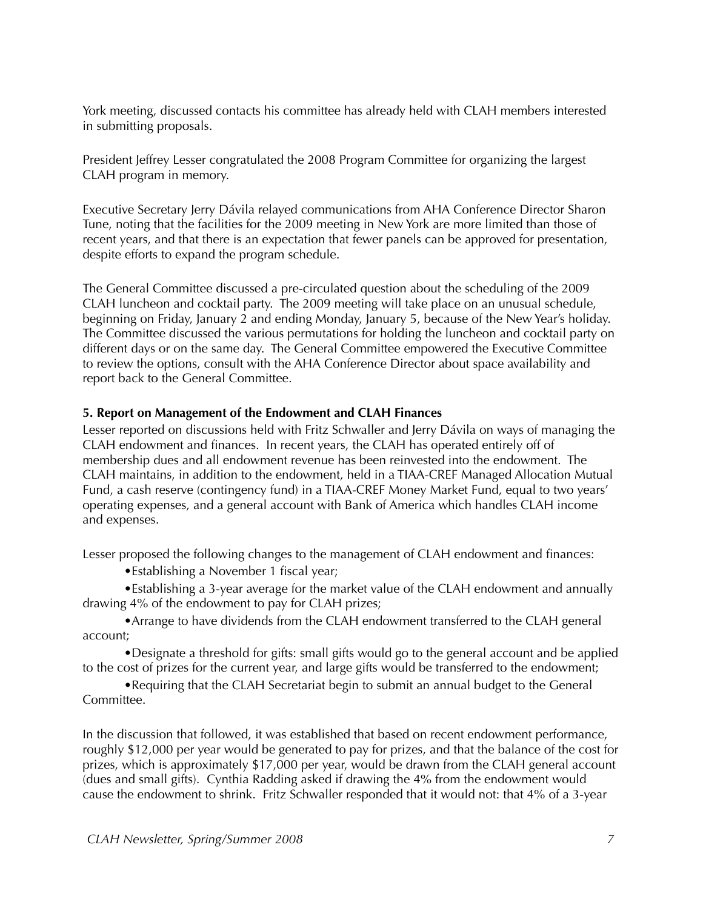York meeting, discussed contacts his committee has already held with CLAH members interested in submitting proposals.

President Jeffrey Lesser congratulated the 2008 Program Committee for organizing the largest CLAH program in memory.

Executive Secretary Jerry Dávila relayed communications from AHA Conference Director Sharon Tune, noting that the facilities for the 2009 meeting in New York are more limited than those of recent years, and that there is an expectation that fewer panels can be approved for presentation, despite efforts to expand the program schedule.

The General Committee discussed a pre-circulated question about the scheduling of the 2009 CLAH luncheon and cocktail party. The 2009 meeting will take place on an unusual schedule, beginning on Friday, January 2 and ending Monday, January 5, because of the New Year's holiday. The Committee discussed the various permutations for holding the luncheon and cocktail party on different days or on the same day. The General Committee empowered the Executive Committee to review the options, consult with the AHA Conference Director about space availability and report back to the General Committee.

**5. Report on Management of the Endowment and CLAH Finances**

Lesser reported on discussions held with Fritz Schwaller and Jerry Dávila on ways of managing the CLAH endowment and finances. In recent years, the CLAH has operated entirely off of membership dues and all endowment revenue has been reinvested into the endowment. The CLAH maintains, in addition to the endowment, held in a TIAA-CREF Managed Allocation Mutual Fund, a cash reserve (contingency fund) in a TIAA-CREF Money Market Fund, equal to two years' operating expenses, and a general account with Bank of America which handles CLAH income and expenses.

Lesser proposed the following changes to the management of CLAH endowment and finances:

- Establishing a November 1 fiscal year;
- Establishing a 3-year average for the market value of the CLAH endowment and annually drawing 4% of the endowment to pay for CLAH prizes;
- Arrange to have dividends from the CLAH endowment transferred to the CLAH general account;
- Designate a threshold for gifts: small gifts would go to the general account and be applied to the cost of prizes for the current year, and large gifts would be transferred to the endowment;
- Requiring that the CLAH Secretariat begin to submit an annual budget to the General Committee.

In the discussion that followed, it was established that based on recent endowment performance, roughly $12,000 per year would be generated to pay for prizes, and that the balance of the cost for prizes, which is approximately $17,000 per year, would be drawn from the CLAH general account (dues and small gifts). Cynthia Radding asked if drawing the 4% from the endowment would cause the endowment to shrink. Fritz Schwaller responded that it would not: that 4% of a 3-year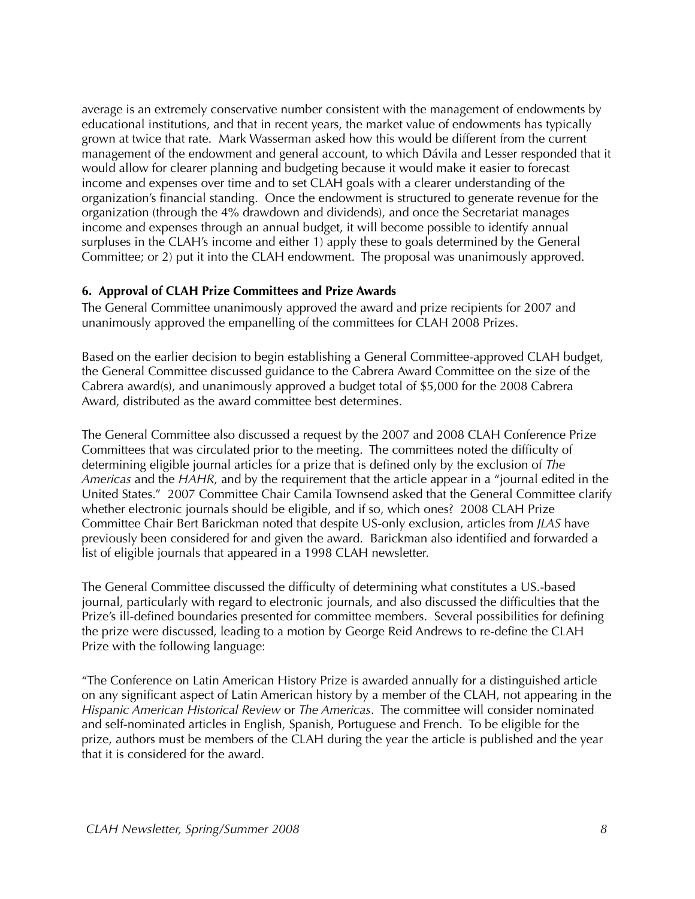average is an extremely conservative number consistent with the management of endowments by educational institutions, and that in recent years, the market value of endowments has typically grown at twice that rate. Mark Wasserman asked how this would be different from the current management of the endowment and general account, to which Dávila and Lesser responded that it would allow for clearer planning and budgeting because it would make it easier to forecast income and expenses over time and to set CLAH goals with a clearer understanding of the organization's financial standing. Once the endowment is structured to generate revenue for the organization (through the 4% drawdown and dividends), and once the Secretariat manages income and expenses through an annual budget, it will become possible to identify annual surpluses in the CLAH's income and either 1) apply these to goals determined by the General Committee; or 2) put it into the CLAH endowment. The proposal was unanimously approved.

### 6. Approval of CLAH Prize Committees and Prize Awards

The General Committee unanimously approved the award and prize recipients for 2007 and unanimously approved the empanelling of the committees for CLAH 2008 Prizes.

Based on the earlier decision to begin establishing a General Committee-approved CLAH budget, the General Committee discussed guidance to the Cabrera Award Committee on the size of the Cabrera award(s), and unanimously approved a budget total of $5,000 for the 2008 Cabrera Award, distributed as the award committee best determines.

The General Committee also discussed a request by the 2007 and 2008 CLAH Conference Prize Committees that was circulated prior to the meeting. The committees noted the difficulty of determining eligible journal articles for a prize that is defined only by the exclusion of *The Americas* and the *HAHR*, and by the requirement that the article appear in a "journal edited in the United States." 2007 Committee Chair Camila Townsend asked that the General Committee clarify whether electronic journals should be eligible, and if so, which ones? 2008 CLAH Prize Committee Chair Bert Barickman noted that despite US-only exclusion, articles from *JLAS* have previously been considered for and given the award. Barickman also identified and forwarded a list of eligible journals that appeared in a 1998 CLAH newsletter.

The General Committee discussed the difficulty of determining what constitutes a US.-based journal, particularly with regard to electronic journals, and also discussed the difficulties that the Prize's ill-defined boundaries presented for committee members. Several possibilities for defining the prize were discussed, leading to a motion by George Reid Andrews to re-define the CLAH Prize with the following language:

"The Conference on Latin American History Prize is awarded annually for a distinguished article on any significant aspect of Latin American history by a member of the CLAH, not appearing in the *Hispanic American Historical Review* or *The Americas*. The committee will consider nominated and self-nominated articles in English, Spanish, Portuguese and French. To be eligible for the prize, authors must be members of the CLAH during the year the article is published and the year that it is considered for the award.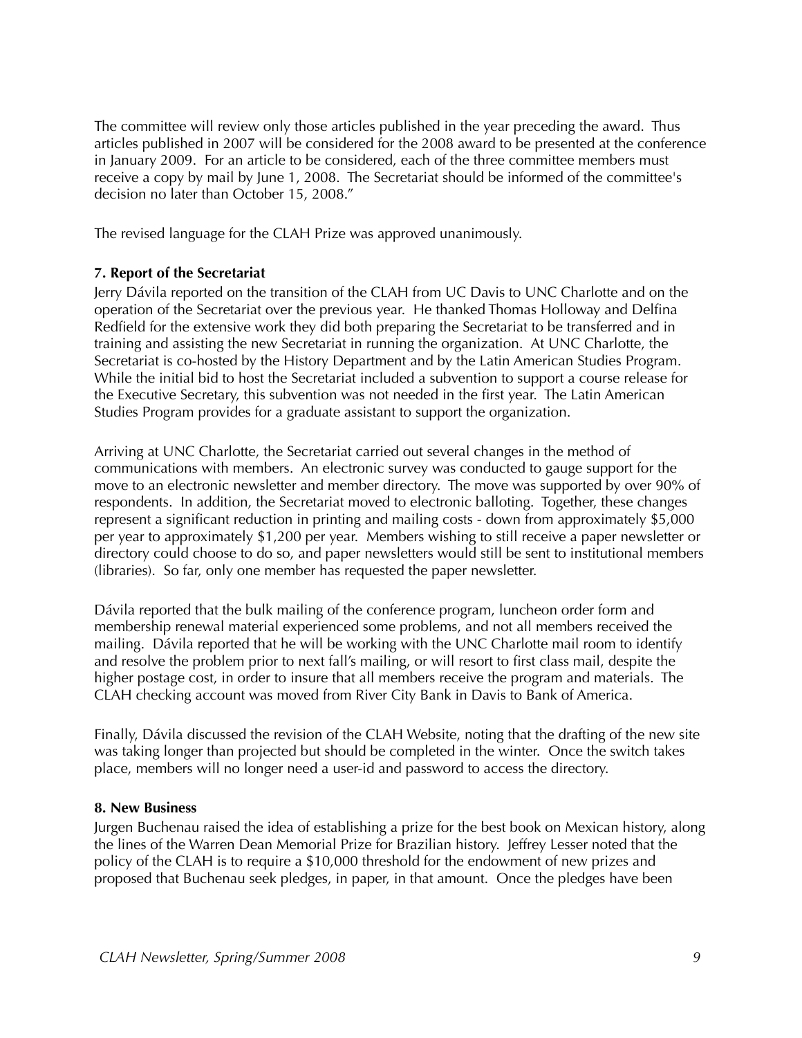The committee will review only those articles published in the year preceding the award. Thus articles published in 2007 will be considered for the 2008 award to be presented at the conference in January 2009. For an article to be considered, each of the three committee members must receive a copy by mail by June 1, 2008. The Secretariat should be informed of the committee's decision no later than October 15, 2008."

The revised language for the CLAH Prize was approved unanimously.

**7. Report of the Secretariat**

Jerry Dávila reported on the transition of the CLAH from UC Davis to UNC Charlotte and on the operation of the Secretariat over the previous year. He thanked Thomas Holloway and Delfina Redfield for the extensive work they did both preparing the Secretariat to be transferred and in training and assisting the new Secretariat in running the organization. At UNC Charlotte, the Secretariat is co-hosted by the History Department and by the Latin American Studies Program. While the initial bid to host the Secretariat included a subvention to support a course release for the Executive Secretary, this subvention was not needed in the first year. The Latin American Studies Program provides for a graduate assistant to support the organization.

Arriving at UNC Charlotte, the Secretariat carried out several changes in the method of communications with members. An electronic survey was conducted to gauge support for the move to an electronic newsletter and member directory. The move was supported by over 90% of respondents. In addition, the Secretariat moved to electronic balloting. Together, these changes represent a significant reduction in printing and mailing costs - down from approximately $5,000 per year to approximately $1,200 per year. Members wishing to still receive a paper newsletter or directory could choose to do so, and paper newsletters would still be sent to institutional members (libraries). So far, only one member has requested the paper newsletter.

Dávila reported that the bulk mailing of the conference program, luncheon order form and membership renewal material experienced some problems, and not all members received the mailing. Dávila reported that he will be working with the UNC Charlotte mail room to identify and resolve the problem prior to next fall's mailing, or will resort to first class mail, despite the higher postage cost, in order to insure that all members receive the program and materials. The CLAH checking account was moved from River City Bank in Davis to Bank of America.

Finally, Dávila discussed the revision of the CLAH Website, noting that the drafting of the new site was taking longer than projected but should be completed in the winter. Once the switch takes place, members will no longer need a user-id and password to access the directory.

**8. New Business**

Jurgen Buchenau raised the idea of establishing a prize for the best book on Mexican history, along the lines of the Warren Dean Memorial Prize for Brazilian history. Jeffrey Lesser noted that the policy of the CLAH is to require a $10,000 threshold for the endowment of new prizes and proposed that Buchenau seek pledges, in paper, in that amount. Once the pledges have been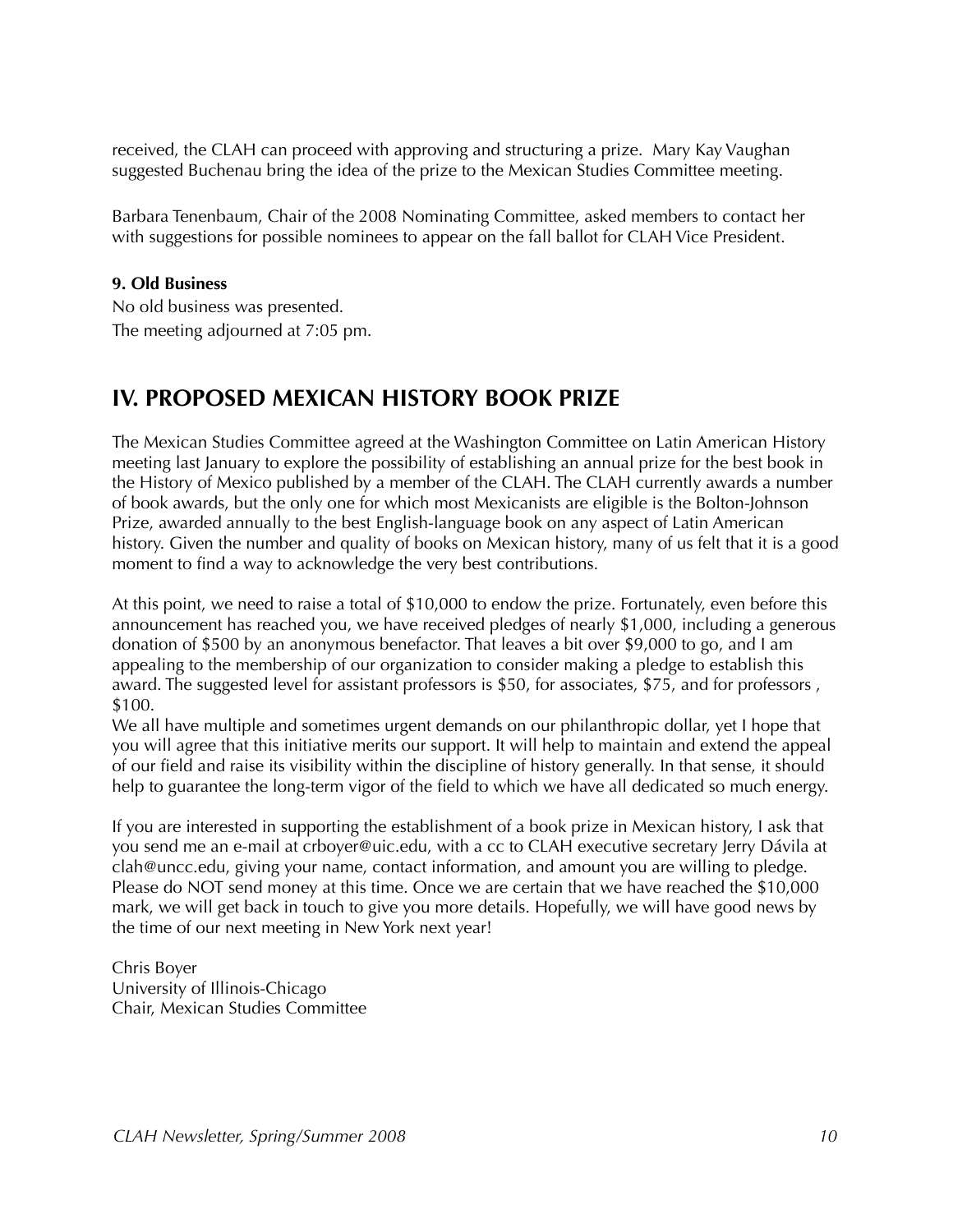received, the CLAH can proceed with approving and structuring a prize. Mary Kay Vaughan suggested Buchenau bring the idea of the prize to the Mexican Studies Committee meeting.

Barbara Tenenbaum, Chair of the 2008 Nominating Committee, asked members to contact her with suggestions for possible nominees to appear on the fall ballot for CLAH Vice President.

**9. Old Business**

No old business was presented.

The meeting adjourned at 7:05 pm.

## IV. PROPOSED MEXICAN HISTORY BOOK PRIZE

The Mexican Studies Committee agreed at the Washington Committee on Latin American History meeting last January to explore the possibility of establishing an annual prize for the best book in the History of Mexico published by a member of the CLAH. The CLAH currently awards a number of book awards, but the only one for which most Mexicanists are eligible is the Bolton-Johnson Prize, awarded annually to the best English-language book on any aspect of Latin American history. Given the number and quality of books on Mexican history, many of us felt that it is a good moment to find a way to acknowledge the very best contributions.

At this point, we need to raise a total of $10,000 to endow the prize. Fortunately, even before this announcement has reached you, we have received pledges of nearly $1,000, including a generous donation of $500 by an anonymous benefactor. That leaves a bit over $9,000 to go, and I am appealing to the membership of our organization to consider making a pledge to establish this award. The suggested level for assistant professors is $50, for associates, $75, and for professors , $100.

We all have multiple and sometimes urgent demands on our philanthropic dollar, yet I hope that you will agree that this initiative merits our support. It will help to maintain and extend the appeal of our field and raise its visibility within the discipline of history generally. In that sense, it should help to guarantee the long-term vigor of the field to which we have all dedicated so much energy.

If you are interested in supporting the establishment of a book prize in Mexican history, I ask that you send me an e-mail at crboyer@uic.edu, with a cc to CLAH executive secretary Jerry Dávila at clah@uncc.edu, giving your name, contact information, and amount you are willing to pledge. Please do NOT send money at this time. Once we are certain that we have reached the $10,000 mark, we will get back in touch to give you more details. Hopefully, we will have good news by the time of our next meeting in New York next year!

Chris Boyer
University of Illinois-Chicago
Chair, Mexican Studies Committee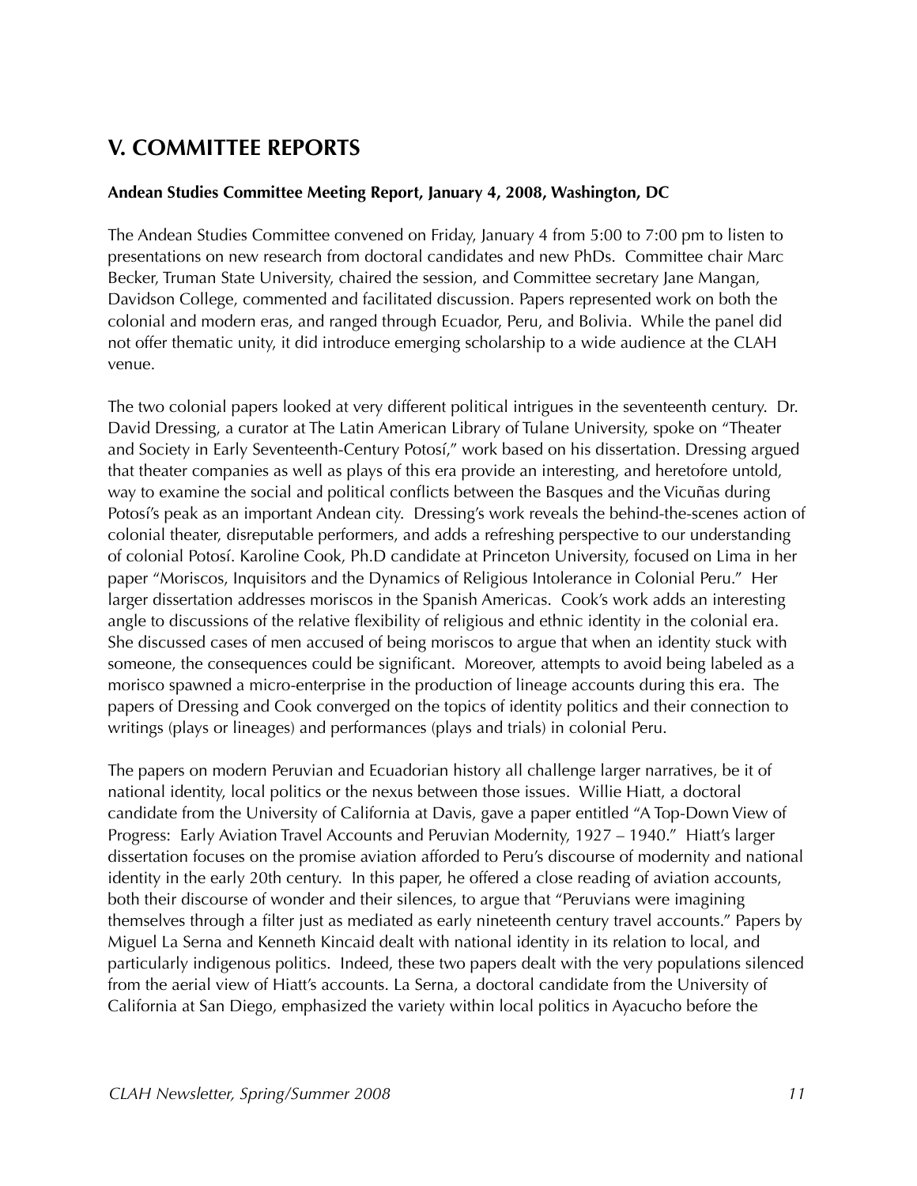# V. COMMITTEE REPORTS

**Andean Studies Committee Meeting Report, January 4, 2008, Washington, DC**

The Andean Studies Committee convened on Friday, January 4 from 5:00 to 7:00 pm to listen to presentations on new research from doctoral candidates and new PhDs. Committee chair Marc Becker, Truman State University, chaired the session, and Committee secretary Jane Mangan, Davidson College, commented and facilitated discussion. Papers represented work on both the colonial and modern eras, and ranged through Ecuador, Peru, and Bolivia. While the panel did not offer thematic unity, it did introduce emerging scholarship to a wide audience at the CLAH venue.

The two colonial papers looked at very different political intrigues in the seventeenth century. Dr. David Dressing, a curator at The Latin American Library of Tulane University, spoke on "Theater and Society in Early Seventeenth-Century Potosí," work based on his dissertation. Dressing argued that theater companies as well as plays of this era provide an interesting, and heretofore untold, way to examine the social and political conflicts between the Basques and the Vicuñas during Potosí's peak as an important Andean city. Dressing's work reveals the behind-the-scenes action of colonial theater, disreputable performers, and adds a refreshing perspective to our understanding of colonial Potosí. Karoline Cook, Ph.D candidate at Princeton University, focused on Lima in her paper "Moriscos, Inquisitors and the Dynamics of Religious Intolerance in Colonial Peru." Her larger dissertation addresses moriscos in the Spanish Americas. Cook's work adds an interesting angle to discussions of the relative flexibility of religious and ethnic identity in the colonial era. She discussed cases of men accused of being moriscos to argue that when an identity stuck with someone, the consequences could be significant. Moreover, attempts to avoid being labeled as a morisco spawned a micro-enterprise in the production of lineage accounts during this era. The papers of Dressing and Cook converged on the topics of identity politics and their connection to writings (plays or lineages) and performances (plays and trials) in colonial Peru.

The papers on modern Peruvian and Ecuadorian history all challenge larger narratives, be it of national identity, local politics or the nexus between those issues. Willie Hiatt, a doctoral candidate from the University of California at Davis, gave a paper entitled "A Top-Down View of Progress: Early Aviation Travel Accounts and Peruvian Modernity, 1927 – 1940." Hiatt's larger dissertation focuses on the promise aviation afforded to Peru's discourse of modernity and national identity in the early 20th century. In this paper, he offered a close reading of aviation accounts, both their discourse of wonder and their silences, to argue that "Peruvians were imagining themselves through a filter just as mediated as early nineteenth century travel accounts." Papers by Miguel La Serna and Kenneth Kincaid dealt with national identity in its relation to local, and particularly indigenous politics. Indeed, these two papers dealt with the very populations silenced from the aerial view of Hiatt's accounts. La Serna, a doctoral candidate from the University of California at San Diego, emphasized the variety within local politics in Ayacucho before the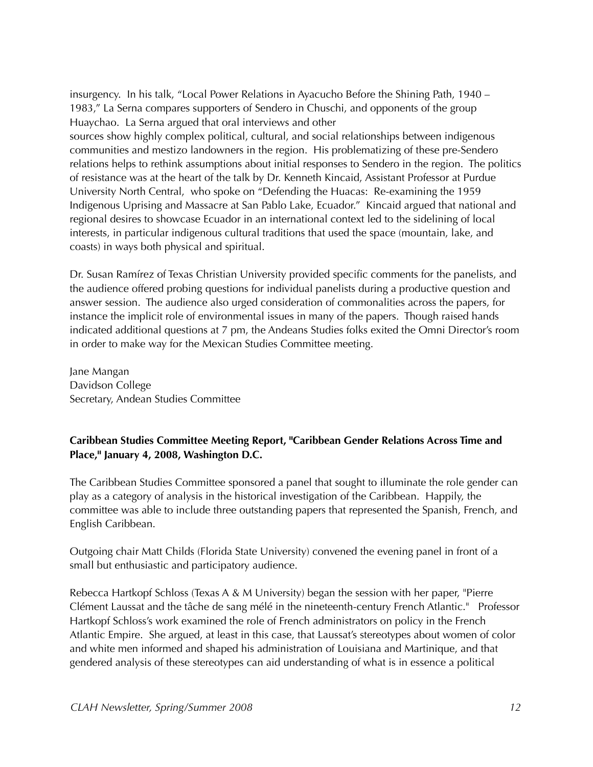insurgency. In his talk, "Local Power Relations in Ayacucho Before the Shining Path, 1940 – 1983," La Serna compares supporters of Sendero in Chuschi, and opponents of the group Huaychao. La Serna argued that oral interviews and other sources show highly complex political, cultural, and social relationships between indigenous communities and mestizo landowners in the region. His problematizing of these pre-Sendero relations helps to rethink assumptions about initial responses to Sendero in the region. The politics of resistance was at the heart of the talk by Dr. Kenneth Kincaid, Assistant Professor at Purdue University North Central, who spoke on "Defending the Huacas: Re-examining the 1959 Indigenous Uprising and Massacre at San Pablo Lake, Ecuador." Kincaid argued that national and regional desires to showcase Ecuador in an international context led to the sidelining of local interests, in particular indigenous cultural traditions that used the space (mountain, lake, and coasts) in ways both physical and spiritual.

Dr. Susan Ramírez of Texas Christian University provided specific comments for the panelists, and the audience offered probing questions for individual panelists during a productive question and answer session. The audience also urged consideration of commonalities across the papers, for instance the implicit role of environmental issues in many of the papers. Though raised hands indicated additional questions at 7 pm, the Andeans Studies folks exited the Omni Director's room in order to make way for the Mexican Studies Committee meeting.

Jane Mangan
Davidson College
Secretary, Andean Studies Committee

**Caribbean Studies Committee Meeting Report, "Caribbean Gender Relations Across Time and Place," January 4, 2008, Washington D.C.**

The Caribbean Studies Committee sponsored a panel that sought to illuminate the role gender can play as a category of analysis in the historical investigation of the Caribbean. Happily, the committee was able to include three outstanding papers that represented the Spanish, French, and English Caribbean.

Outgoing chair Matt Childs (Florida State University) convened the evening panel in front of a small but enthusiastic and participatory audience.

Rebecca Hartkopf Schloss (Texas A & M University) began the session with her paper, "Pierre Clément Laussat and the tâche de sang mélé in the nineteenth-century French Atlantic." Professor Hartkopf Schloss's work examined the role of French administrators on policy in the French Atlantic Empire. She argued, at least in this case, that Laussat's stereotypes about women of color and white men informed and shaped his administration of Louisiana and Martinique, and that gendered analysis of these stereotypes can aid understanding of what is in essence a political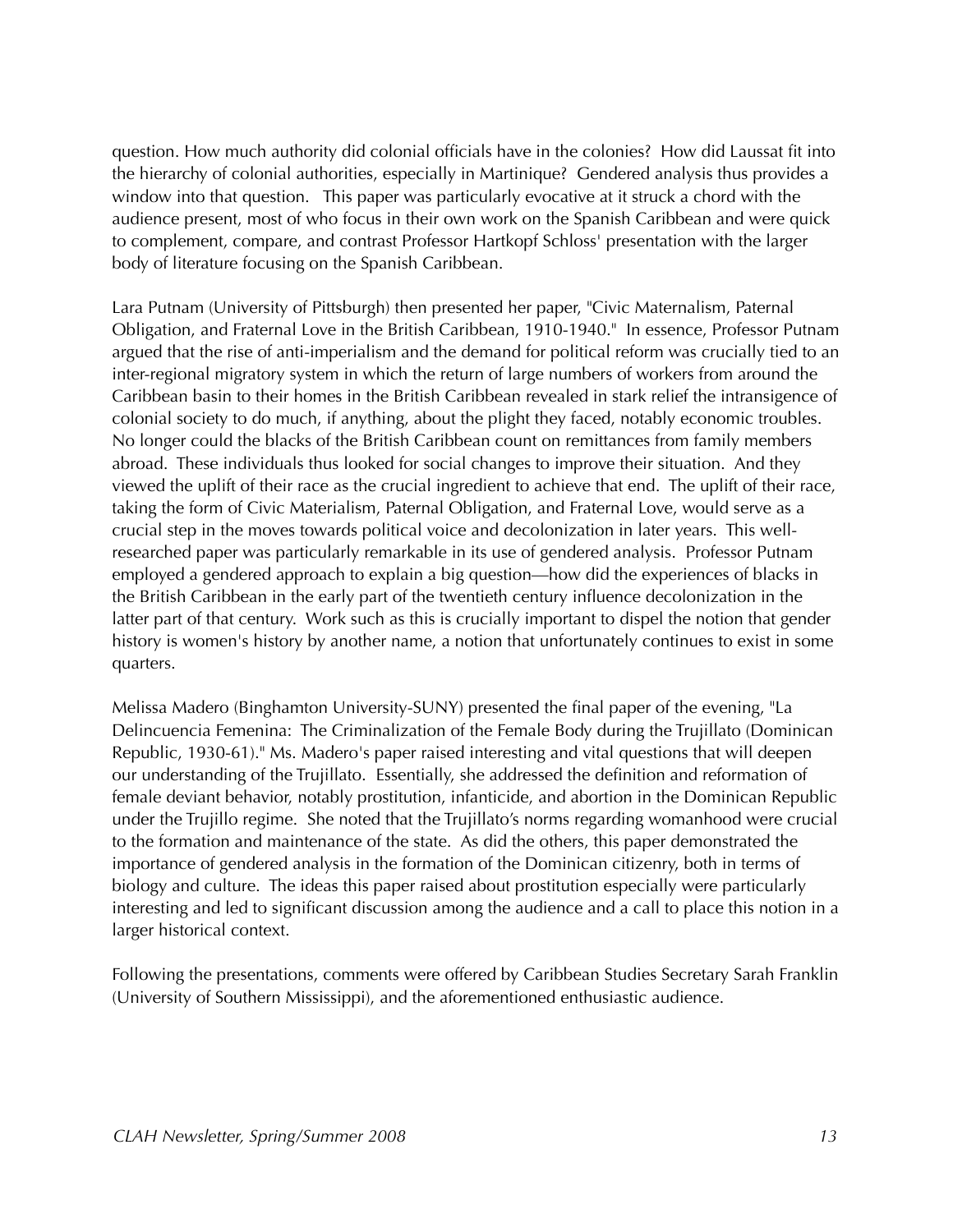question. How much authority did colonial officials have in the colonies? How did Laussat fit into the hierarchy of colonial authorities, especially in Martinique? Gendered analysis thus provides a window into that question. This paper was particularly evocative at it struck a chord with the audience present, most of who focus in their own work on the Spanish Caribbean and were quick to complement, compare, and contrast Professor Hartkopf Schloss' presentation with the larger body of literature focusing on the Spanish Caribbean.

Lara Putnam (University of Pittsburgh) then presented her paper, "Civic Maternalism, Paternal Obligation, and Fraternal Love in the British Caribbean, 1910-1940." In essence, Professor Putnam argued that the rise of anti-imperialism and the demand for political reform was crucially tied to an inter-regional migratory system in which the return of large numbers of workers from around the Caribbean basin to their homes in the British Caribbean revealed in stark relief the intransigence of colonial society to do much, if anything, about the plight they faced, notably economic troubles. No longer could the blacks of the British Caribbean count on remittances from family members abroad. These individuals thus looked for social changes to improve their situation. And they viewed the uplift of their race as the crucial ingredient to achieve that end. The uplift of their race, taking the form of Civic Materialism, Paternal Obligation, and Fraternal Love, would serve as a crucial step in the moves towards political voice and decolonization in later years. This well-researched paper was particularly remarkable in its use of gendered analysis. Professor Putnam employed a gendered approach to explain a big question—how did the experiences of blacks in the British Caribbean in the early part of the twentieth century influence decolonization in the latter part of that century. Work such as this is crucially important to dispel the notion that gender history is women's history by another name, a notion that unfortunately continues to exist in some quarters.

Melissa Madero (Binghamton University-SUNY) presented the final paper of the evening, "La Delincuencia Femenina: The Criminalization of the Female Body during the Trujillato (Dominican Republic, 1930-61)." Ms. Madero's paper raised interesting and vital questions that will deepen our understanding of the Trujillato. Essentially, she addressed the definition and reformation of female deviant behavior, notably prostitution, infanticide, and abortion in the Dominican Republic under the Trujillo regime. She noted that the Trujillato's norms regarding womanhood were crucial to the formation and maintenance of the state. As did the others, this paper demonstrated the importance of gendered analysis in the formation of the Dominican citizenry, both in terms of biology and culture. The ideas this paper raised about prostitution especially were particularly interesting and led to significant discussion among the audience and a call to place this notion in a larger historical context.

Following the presentations, comments were offered by Caribbean Studies Secretary Sarah Franklin (University of Southern Mississippi), and the aforementioned enthusiastic audience.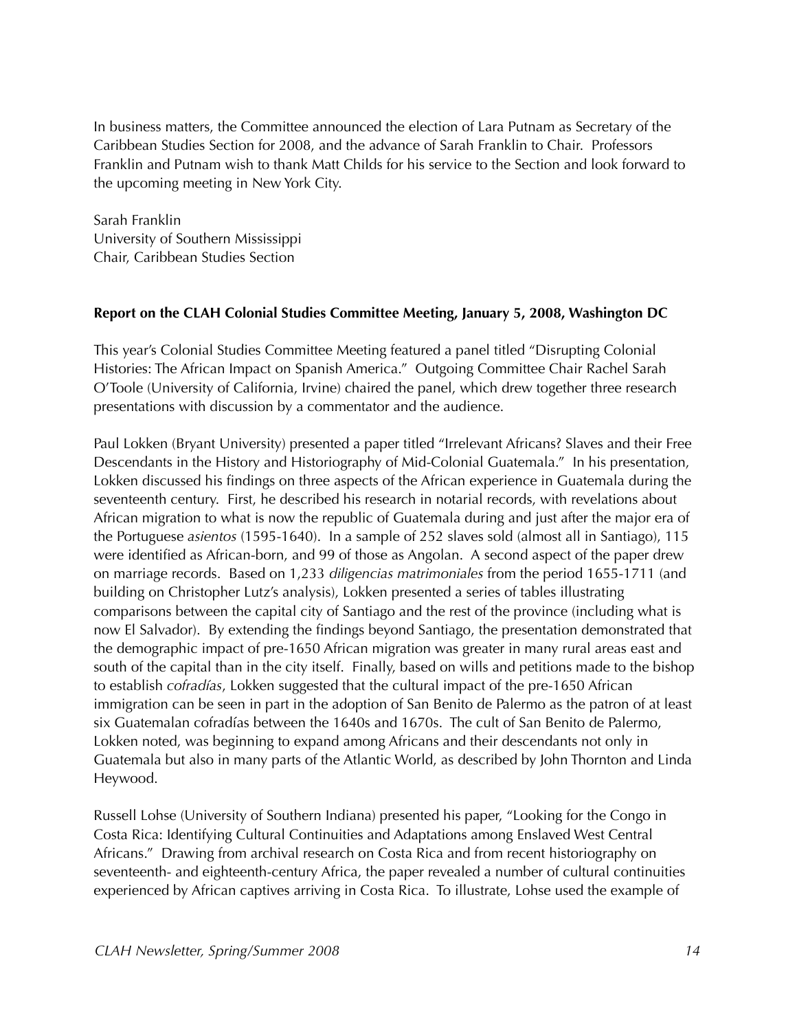In business matters, the Committee announced the election of Lara Putnam as Secretary of the Caribbean Studies Section for 2008, and the advance of Sarah Franklin to Chair. Professors Franklin and Putnam wish to thank Matt Childs for his service to the Section and look forward to the upcoming meeting in New York City.

Sarah Franklin
University of Southern Mississippi
Chair, Caribbean Studies Section

**Report on the CLAH Colonial Studies Committee Meeting, January 5, 2008, Washington DC**

This year's Colonial Studies Committee Meeting featured a panel titled "Disrupting Colonial Histories: The African Impact on Spanish America." Outgoing Committee Chair Rachel Sarah O'Toole (University of California, Irvine) chaired the panel, which drew together three research presentations with discussion by a commentator and the audience.

Paul Lokken (Bryant University) presented a paper titled "Irrelevant Africans? Slaves and their Free Descendants in the History and Historiography of Mid-Colonial Guatemala." In his presentation, Lokken discussed his findings on three aspects of the African experience in Guatemala during the seventeenth century. First, he described his research in notarial records, with revelations about African migration to what is now the republic of Guatemala during and just after the major era of the Portuguese *asientos* (1595-1640). In a sample of 252 slaves sold (almost all in Santiago), 115 were identified as African-born, and 99 of those as Angolan. A second aspect of the paper drew on marriage records. Based on 1,233 *diligencias matrimoniales* from the period 1655-1711 (and building on Christopher Lutz's analysis), Lokken presented a series of tables illustrating comparisons between the capital city of Santiago and the rest of the province (including what is now El Salvador). By extending the findings beyond Santiago, the presentation demonstrated that the demographic impact of pre-1650 African migration was greater in many rural areas east and south of the capital than in the city itself. Finally, based on wills and petitions made to the bishop to establish *cofradías*, Lokken suggested that the cultural impact of the pre-1650 African immigration can be seen in part in the adoption of San Benito de Palermo as the patron of at least six Guatemalan cofradías between the 1640s and 1670s. The cult of San Benito de Palermo, Lokken noted, was beginning to expand among Africans and their descendants not only in Guatemala but also in many parts of the Atlantic World, as described by John Thornton and Linda Heywood.

Russell Lohse (University of Southern Indiana) presented his paper, "Looking for the Congo in Costa Rica: Identifying Cultural Continuities and Adaptations among Enslaved West Central Africans." Drawing from archival research on Costa Rica and from recent historiography on seventeenth- and eighteenth-century Africa, the paper revealed a number of cultural continuities experienced by African captives arriving in Costa Rica. To illustrate, Lohse used the example of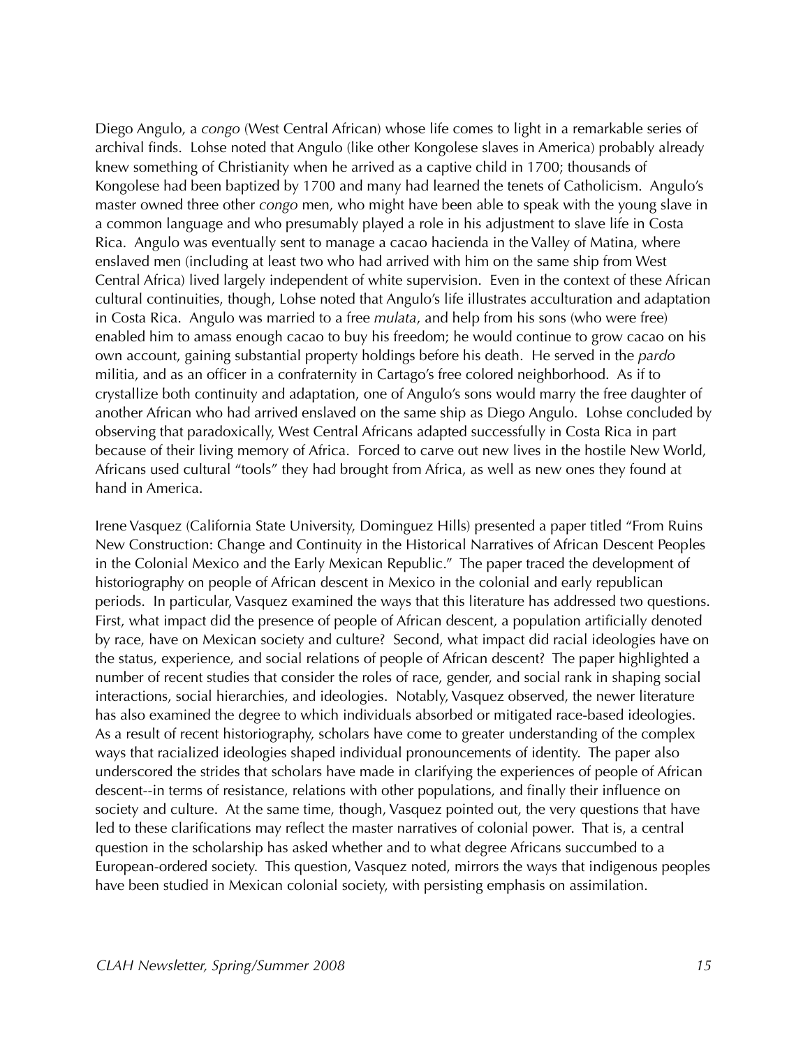Diego Angulo, a *congo* (West Central African) whose life comes to light in a remarkable series of archival finds. Lohse noted that Angulo (like other Kongolese slaves in America) probably already knew something of Christianity when he arrived as a captive child in 1700; thousands of Kongolese had been baptized by 1700 and many had learned the tenets of Catholicism. Angulo's master owned three other *congo* men, who might have been able to speak with the young slave in a common language and who presumably played a role in his adjustment to slave life in Costa Rica. Angulo was eventually sent to manage a cacao hacienda in the Valley of Matina, where enslaved men (including at least two who had arrived with him on the same ship from West Central Africa) lived largely independent of white supervision. Even in the context of these African cultural continuities, though, Lohse noted that Angulo's life illustrates acculturation and adaptation in Costa Rica. Angulo was married to a free *mulata*, and help from his sons (who were free) enabled him to amass enough cacao to buy his freedom; he would continue to grow cacao on his own account, gaining substantial property holdings before his death. He served in the *pardo* militia, and as an officer in a confraternity in Cartago's free colored neighborhood. As if to crystallize both continuity and adaptation, one of Angulo's sons would marry the free daughter of another African who had arrived enslaved on the same ship as Diego Angulo. Lohse concluded by observing that paradoxically, West Central Africans adapted successfully in Costa Rica in part because of their living memory of Africa. Forced to carve out new lives in the hostile New World, Africans used cultural "tools" they had brought from Africa, as well as new ones they found at hand in America.

Irene Vasquez (California State University, Dominguez Hills) presented a paper titled "From Ruins New Construction: Change and Continuity in the Historical Narratives of African Descent Peoples in the Colonial Mexico and the Early Mexican Republic." The paper traced the development of historiography on people of African descent in Mexico in the colonial and early republican periods. In particular, Vasquez examined the ways that this literature has addressed two questions. First, what impact did the presence of people of African descent, a population artificially denoted by race, have on Mexican society and culture? Second, what impact did racial ideologies have on the status, experience, and social relations of people of African descent? The paper highlighted a number of recent studies that consider the roles of race, gender, and social rank in shaping social interactions, social hierarchies, and ideologies. Notably, Vasquez observed, the newer literature has also examined the degree to which individuals absorbed or mitigated race-based ideologies. As a result of recent historiography, scholars have come to greater understanding of the complex ways that racialized ideologies shaped individual pronouncements of identity. The paper also underscored the strides that scholars have made in clarifying the experiences of people of African descent--in terms of resistance, relations with other populations, and finally their influence on society and culture. At the same time, though, Vasquez pointed out, the very questions that have led to these clarifications may reflect the master narratives of colonial power. That is, a central question in the scholarship has asked whether and to what degree Africans succumbed to a European-ordered society. This question, Vasquez noted, mirrors the ways that indigenous peoples have been studied in Mexican colonial society, with persisting emphasis on assimilation.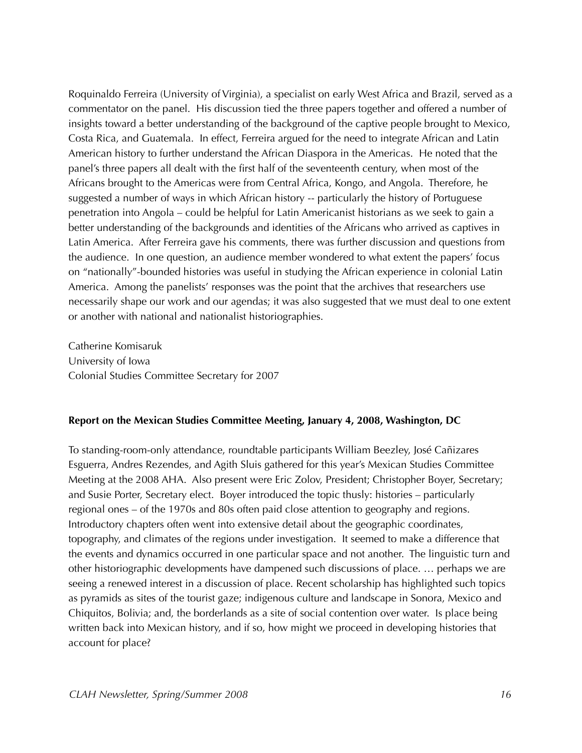Roquinaldo Ferreira (University of Virginia), a specialist on early West Africa and Brazil, served as a commentator on the panel. His discussion tied the three papers together and offered a number of insights toward a better understanding of the background of the captive people brought to Mexico, Costa Rica, and Guatemala. In effect, Ferreira argued for the need to integrate African and Latin American history to further understand the African Diaspora in the Americas. He noted that the panel's three papers all dealt with the first half of the seventeenth century, when most of the Africans brought to the Americas were from Central Africa, Kongo, and Angola. Therefore, he suggested a number of ways in which African history -- particularly the history of Portuguese penetration into Angola – could be helpful for Latin Americanist historians as we seek to gain a better understanding of the backgrounds and identities of the Africans who arrived as captives in Latin America. After Ferreira gave his comments, there was further discussion and questions from the audience. In one question, an audience member wondered to what extent the papers' focus on "nationally"-bounded histories was useful in studying the African experience in colonial Latin America. Among the panelists' responses was the point that the archives that researchers use necessarily shape our work and our agendas; it was also suggested that we must deal to one extent or another with national and nationalist historiographies.

Catherine Komisaruk
University of Iowa
Colonial Studies Committee Secretary for 2007

**Report on the Mexican Studies Committee Meeting, January 4, 2008, Washington, DC**

To standing-room-only attendance, roundtable participants William Beezley, José Cañizares Esguerra, Andres Rezendes, and Agith Sluis gathered for this year's Mexican Studies Committee Meeting at the 2008 AHA. Also present were Eric Zolov, President; Christopher Boyer, Secretary; and Susie Porter, Secretary elect. Boyer introduced the topic thusly: histories – particularly regional ones – of the 1970s and 80s often paid close attention to geography and regions. Introductory chapters often went into extensive detail about the geographic coordinates, topography, and climates of the regions under investigation. It seemed to make a difference that the events and dynamics occurred in one particular space and not another. The linguistic turn and other historiographic developments have dampened such discussions of place. … perhaps we are seeing a renewed interest in a discussion of place. Recent scholarship has highlighted such topics as pyramids as sites of the tourist gaze; indigenous culture and landscape in Sonora, Mexico and Chiquitos, Bolivia; and, the borderlands as a site of social contention over water. Is place being written back into Mexican history, and if so, how might we proceed in developing histories that account for place?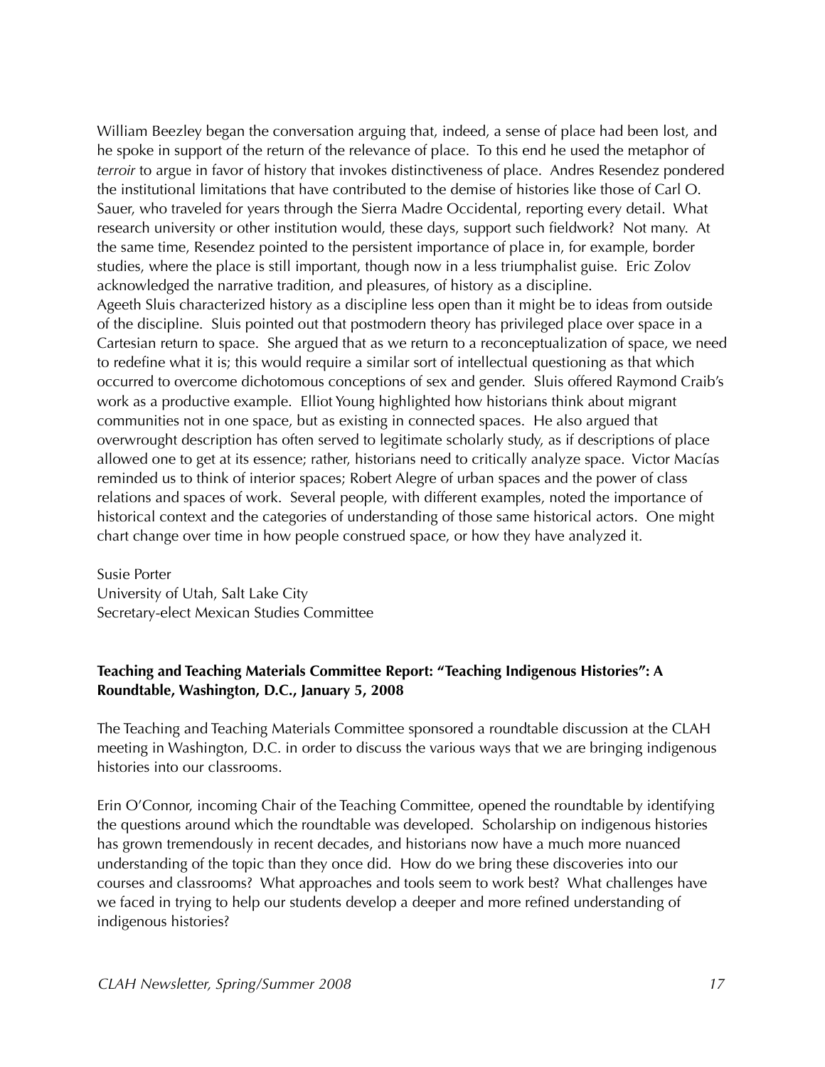William Beezley began the conversation arguing that, indeed, a sense of place had been lost, and he spoke in support of the return of the relevance of place. To this end he used the metaphor of *terroir* to argue in favor of history that invokes distinctiveness of place. Andres Resendez pondered the institutional limitations that have contributed to the demise of histories like those of Carl O. Sauer, who traveled for years through the Sierra Madre Occidental, reporting every detail. What research university or other institution would, these days, support such fieldwork? Not many. At the same time, Resendez pointed to the persistent importance of place in, for example, border studies, where the place is still important, though now in a less triumphalist guise. Eric Zolov acknowledged the narrative tradition, and pleasures, of history as a discipline.

Ageeth Sluis characterized history as a discipline less open than it might be to ideas from outside of the discipline. Sluis pointed out that postmodern theory has privileged place over space in a Cartesian return to space. She argued that as we return to a reconceptualization of space, we need to redefine what it is; this would require a similar sort of intellectual questioning as that which occurred to overcome dichotomous conceptions of sex and gender. Sluis offered Raymond Craib's work as a productive example. Elliot Young highlighted how historians think about migrant communities not in one space, but as existing in connected spaces. He also argued that overwrought description has often served to legitimate scholarly study, as if descriptions of place allowed one to get at its essence; rather, historians need to critically analyze space. Victor Macías reminded us to think of interior spaces; Robert Alegre of urban spaces and the power of class relations and spaces of work. Several people, with different examples, noted the importance of historical context and the categories of understanding of those same historical actors. One might chart change over time in how people construed space, or how they have analyzed it.

Susie Porter
University of Utah, Salt Lake City
Secretary-elect Mexican Studies Committee

**Teaching and Teaching Materials Committee Report: "Teaching Indigenous Histories": A Roundtable, Washington, D.C., January 5, 2008**

The Teaching and Teaching Materials Committee sponsored a roundtable discussion at the CLAH meeting in Washington, D.C. in order to discuss the various ways that we are bringing indigenous histories into our classrooms.

Erin O'Connor, incoming Chair of the Teaching Committee, opened the roundtable by identifying the questions around which the roundtable was developed. Scholarship on indigenous histories has grown tremendously in recent decades, and historians now have a much more nuanced understanding of the topic than they once did. How do we bring these discoveries into our courses and classrooms? What approaches and tools seem to work best? What challenges have we faced in trying to help our students develop a deeper and more refined understanding of indigenous histories?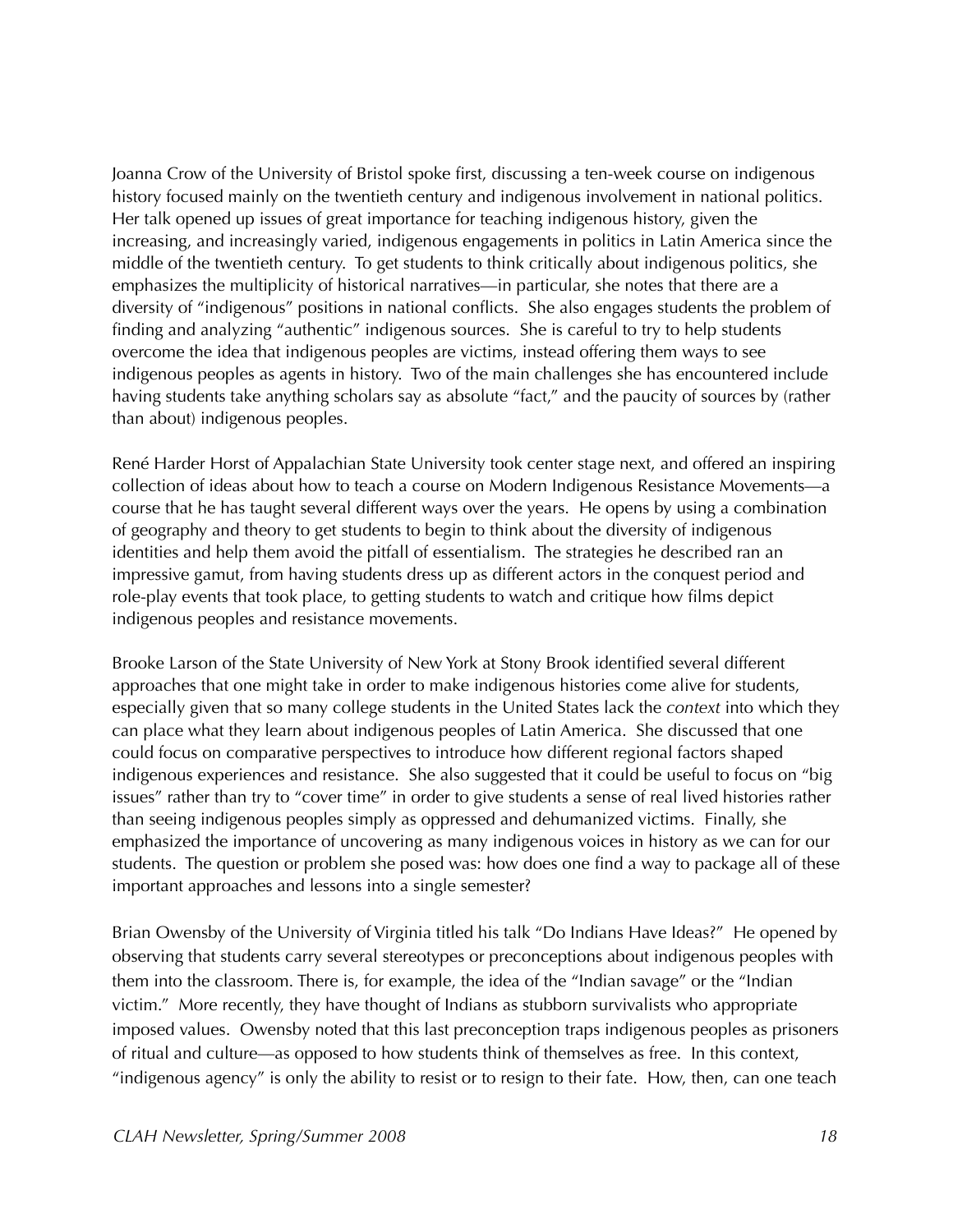Joanna Crow of the University of Bristol spoke first, discussing a ten-week course on indigenous history focused mainly on the twentieth century and indigenous involvement in national politics. Her talk opened up issues of great importance for teaching indigenous history, given the increasing, and increasingly varied, indigenous engagements in politics in Latin America since the middle of the twentieth century. To get students to think critically about indigenous politics, she emphasizes the multiplicity of historical narratives—in particular, she notes that there are a diversity of "indigenous" positions in national conflicts. She also engages students the problem of finding and analyzing "authentic" indigenous sources. She is careful to try to help students overcome the idea that indigenous peoples are victims, instead offering them ways to see indigenous peoples as agents in history. Two of the main challenges she has encountered include having students take anything scholars say as absolute "fact," and the paucity of sources by (rather than about) indigenous peoples.

René Harder Horst of Appalachian State University took center stage next, and offered an inspiring collection of ideas about how to teach a course on Modern Indigenous Resistance Movements—a course that he has taught several different ways over the years. He opens by using a combination of geography and theory to get students to begin to think about the diversity of indigenous identities and help them avoid the pitfall of essentialism. The strategies he described ran an impressive gamut, from having students dress up as different actors in the conquest period and role-play events that took place, to getting students to watch and critique how films depict indigenous peoples and resistance movements.

Brooke Larson of the State University of New York at Stony Brook identified several different approaches that one might take in order to make indigenous histories come alive for students, especially given that so many college students in the United States lack the *context* into which they can place what they learn about indigenous peoples of Latin America. She discussed that one could focus on comparative perspectives to introduce how different regional factors shaped indigenous experiences and resistance. She also suggested that it could be useful to focus on "big issues" rather than try to "cover time" in order to give students a sense of real lived histories rather than seeing indigenous peoples simply as oppressed and dehumanized victims. Finally, she emphasized the importance of uncovering as many indigenous voices in history as we can for our students. The question or problem she posed was: how does one find a way to package all of these important approaches and lessons into a single semester?

Brian Owensby of the University of Virginia titled his talk "Do Indians Have Ideas?" He opened by observing that students carry several stereotypes or preconceptions about indigenous peoples with them into the classroom. There is, for example, the idea of the "Indian savage" or the "Indian victim." More recently, they have thought of Indians as stubborn survivalists who appropriate imposed values. Owensby noted that this last preconception traps indigenous peoples as prisoners of ritual and culture—as opposed to how students think of themselves as free. In this context, "indigenous agency" is only the ability to resist or to resign to their fate. How, then, can one teach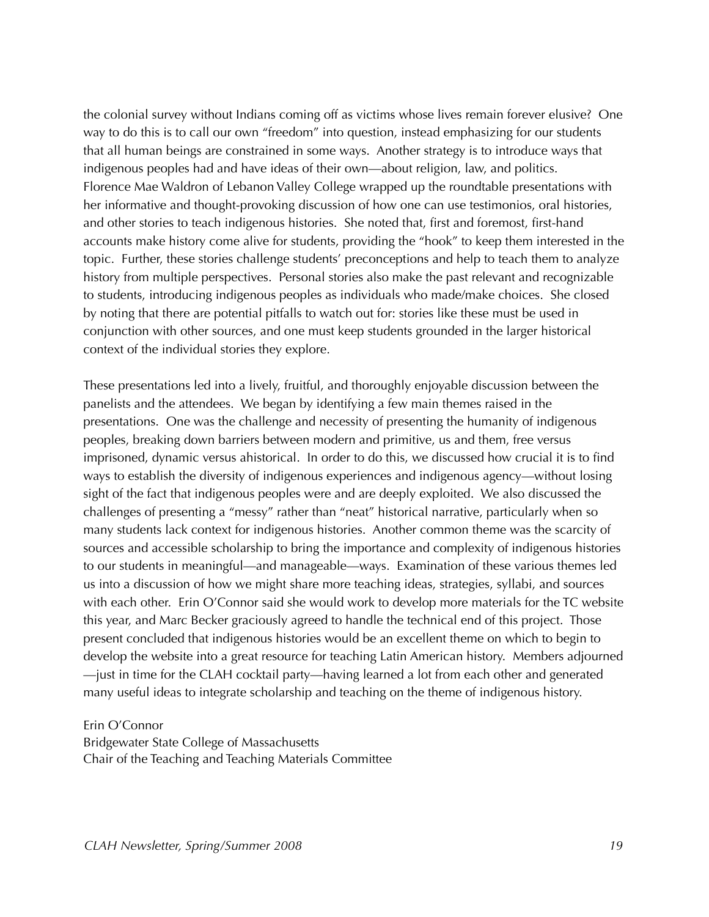the colonial survey without Indians coming off as victims whose lives remain forever elusive? One way to do this is to call our own "freedom" into question, instead emphasizing for our students that all human beings are constrained in some ways. Another strategy is to introduce ways that indigenous peoples had and have ideas of their own—about religion, law, and politics. Florence Mae Waldron of Lebanon Valley College wrapped up the roundtable presentations with her informative and thought-provoking discussion of how one can use testimonios, oral histories, and other stories to teach indigenous histories. She noted that, first and foremost, first-hand accounts make history come alive for students, providing the "hook" to keep them interested in the topic. Further, these stories challenge students' preconceptions and help to teach them to analyze history from multiple perspectives. Personal stories also make the past relevant and recognizable to students, introducing indigenous peoples as individuals who made/make choices. She closed by noting that there are potential pitfalls to watch out for: stories like these must be used in conjunction with other sources, and one must keep students grounded in the larger historical context of the individual stories they explore.

These presentations led into a lively, fruitful, and thoroughly enjoyable discussion between the panelists and the attendees. We began by identifying a few main themes raised in the presentations. One was the challenge and necessity of presenting the humanity of indigenous peoples, breaking down barriers between modern and primitive, us and them, free versus imprisoned, dynamic versus ahistorical. In order to do this, we discussed how crucial it is to find ways to establish the diversity of indigenous experiences and indigenous agency—without losing sight of the fact that indigenous peoples were and are deeply exploited. We also discussed the challenges of presenting a "messy" rather than "neat" historical narrative, particularly when so many students lack context for indigenous histories. Another common theme was the scarcity of sources and accessible scholarship to bring the importance and complexity of indigenous histories to our students in meaningful—and manageable—ways. Examination of these various themes led us into a discussion of how we might share more teaching ideas, strategies, syllabi, and sources with each other. Erin O'Connor said she would work to develop more materials for the TC website this year, and Marc Becker graciously agreed to handle the technical end of this project. Those present concluded that indigenous histories would be an excellent theme on which to begin to develop the website into a great resource for teaching Latin American history. Members adjourned—just in time for the CLAH cocktail party—having learned a lot from each other and generated many useful ideas to integrate scholarship and teaching on the theme of indigenous history.

Erin O'Connor
Bridgewater State College of Massachusetts
Chair of the Teaching and Teaching Materials Committee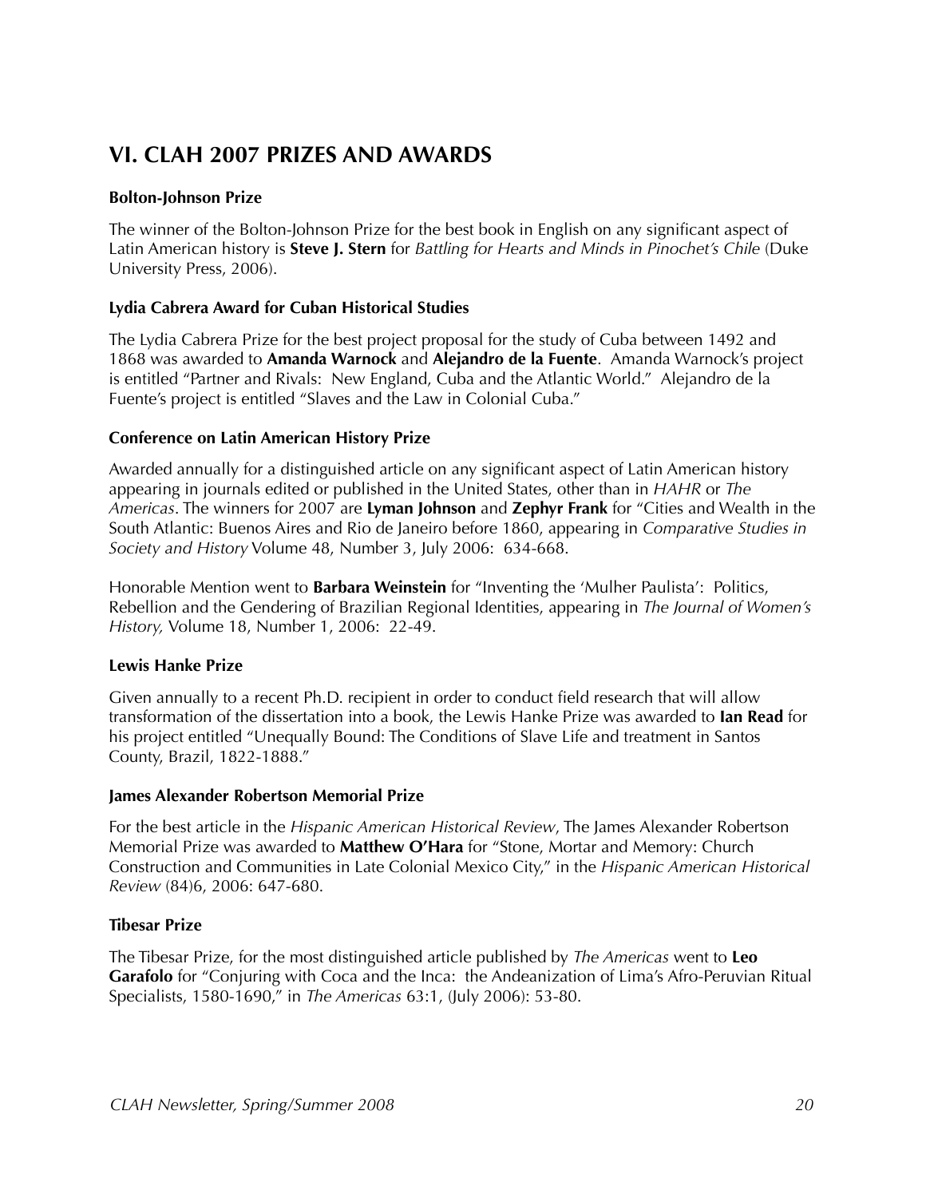## VI. CLAH 2007 PRIZES AND AWARDS

**Bolton-Johnson Prize**

The winner of the Bolton-Johnson Prize for the best book in English on any significant aspect of Latin American history is **Steve J. Stern** for *Battling for Hearts and Minds in Pinochet's Chile* (Duke University Press, 2006).

**Lydia Cabrera Award for Cuban Historical Studies**

The Lydia Cabrera Prize for the best project proposal for the study of Cuba between 1492 and 1868 was awarded to **Amanda Warnock** and **Alejandro de la Fuente**. Amanda Warnock's project is entitled "Partner and Rivals: New England, Cuba and the Atlantic World." Alejandro de la Fuente's project is entitled "Slaves and the Law in Colonial Cuba."

**Conference on Latin American History Prize**

Awarded annually for a distinguished article on any significant aspect of Latin American history appearing in journals edited or published in the United States, other than in *HAHR* or *The Americas*. The winners for 2007 are **Lyman Johnson** and **Zephyr Frank** for "Cities and Wealth in the South Atlantic: Buenos Aires and Rio de Janeiro before 1860, appearing in *Comparative Studies in Society and History* Volume 48, Number 3, July 2006: 634-668.

Honorable Mention went to **Barbara Weinstein** for "Inventing the 'Mulher Paulista': Politics, Rebellion and the Gendering of Brazilian Regional Identities, appearing in *The Journal of Women's History,* Volume 18, Number 1, 2006: 22-49.

**Lewis Hanke Prize**

Given annually to a recent Ph.D. recipient in order to conduct field research that will allow transformation of the dissertation into a book, the Lewis Hanke Prize was awarded to **Ian Read** for his project entitled "Unequally Bound: The Conditions of Slave Life and treatment in Santos County, Brazil, 1822-1888."

**James Alexander Robertson Memorial Prize**

For the best article in the *Hispanic American Historical Review*, The James Alexander Robertson Memorial Prize was awarded to **Matthew O'Hara** for "Stone, Mortar and Memory: Church Construction and Communities in Late Colonial Mexico City," in the *Hispanic American Historical Review* (84)6, 2006: 647-680.

**Tibesar Prize**

The Tibesar Prize, for the most distinguished article published by *The Americas* went to **Leo Garafolo** for "Conjuring with Coca and the Inca: the Andeanization of Lima's Afro-Peruvian Ritual Specialists, 1580-1690," in *The Americas* 63:1, (July 2006): 53-80.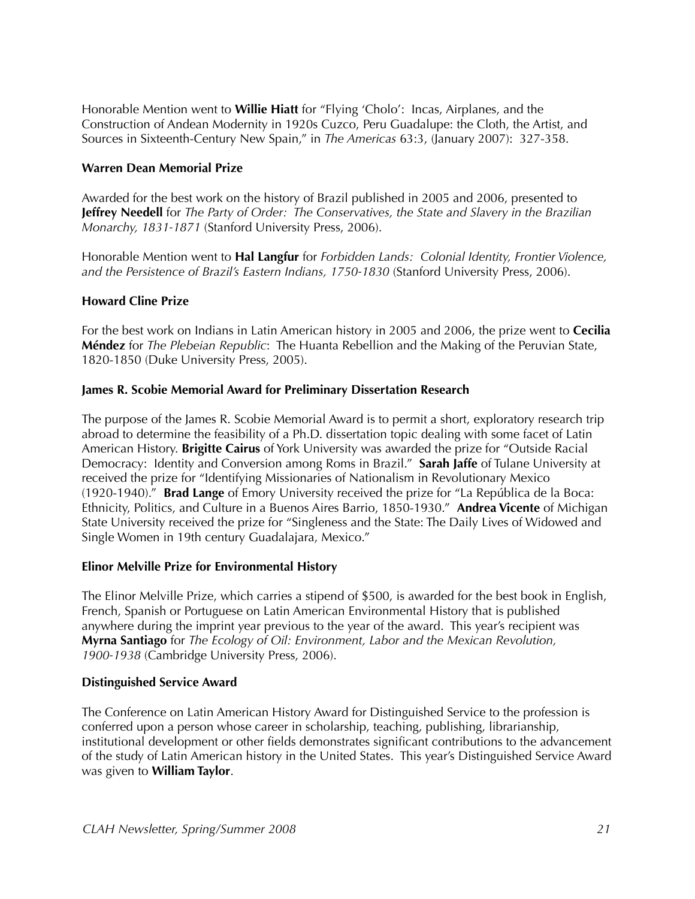Honorable Mention went to **Willie Hiatt** for "Flying 'Cholo': Incas, Airplanes, and the Construction of Andean Modernity in 1920s Cuzco, Peru Guadalupe: the Cloth, the Artist, and Sources in Sixteenth-Century New Spain," in *The Americas* 63:3, (January 2007): 327-358.

**Warren Dean Memorial Prize**

Awarded for the best work on the history of Brazil published in 2005 and 2006, presented to **Jeffrey Needell** for *The Party of Order: The Conservatives, the State and Slavery in the Brazilian Monarchy, 1831-1871* (Stanford University Press, 2006).

Honorable Mention went to **Hal Langfur** for *Forbidden Lands: Colonial Identity, Frontier Violence, and the Persistence of Brazil's Eastern Indians, 1750-1830* (Stanford University Press, 2006).

**Howard Cline Prize**

For the best work on Indians in Latin American history in 2005 and 2006, the prize went to **Cecilia Méndez** for *The Plebeian Republic*: The Huanta Rebellion and the Making of the Peruvian State, 1820-1850 (Duke University Press, 2005).

**James R. Scobie Memorial Award for Preliminary Dissertation Research**

The purpose of the James R. Scobie Memorial Award is to permit a short, exploratory research trip abroad to determine the feasibility of a Ph.D. dissertation topic dealing with some facet of Latin American History. **Brigitte Cairus** of York University was awarded the prize for "Outside Racial Democracy: Identity and Conversion among Roms in Brazil." **Sarah Jaffe** of Tulane University at received the prize for "Identifying Missionaries of Nationalism in Revolutionary Mexico (1920-1940)." **Brad Lange** of Emory University received the prize for "La República de la Boca: Ethnicity, Politics, and Culture in a Buenos Aires Barrio, 1850-1930." **Andrea Vicente** of Michigan State University received the prize for "Singleness and the State: The Daily Lives of Widowed and Single Women in 19th century Guadalajara, Mexico."

**Elinor Melville Prize for Environmental History**

The Elinor Melville Prize, which carries a stipend of $500, is awarded for the best book in English, French, Spanish or Portuguese on Latin American Environmental History that is published anywhere during the imprint year previous to the year of the award. This year's recipient was **Myrna Santiago** for *The Ecology of Oil: Environment, Labor and the Mexican Revolution, 1900-1938* (Cambridge University Press, 2006).

**Distinguished Service Award**

The Conference on Latin American History Award for Distinguished Service to the profession is conferred upon a person whose career in scholarship, teaching, publishing, librarianship, institutional development or other fields demonstrates significant contributions to the advancement of the study of Latin American history in the United States. This year's Distinguished Service Award was given to **William Taylor**.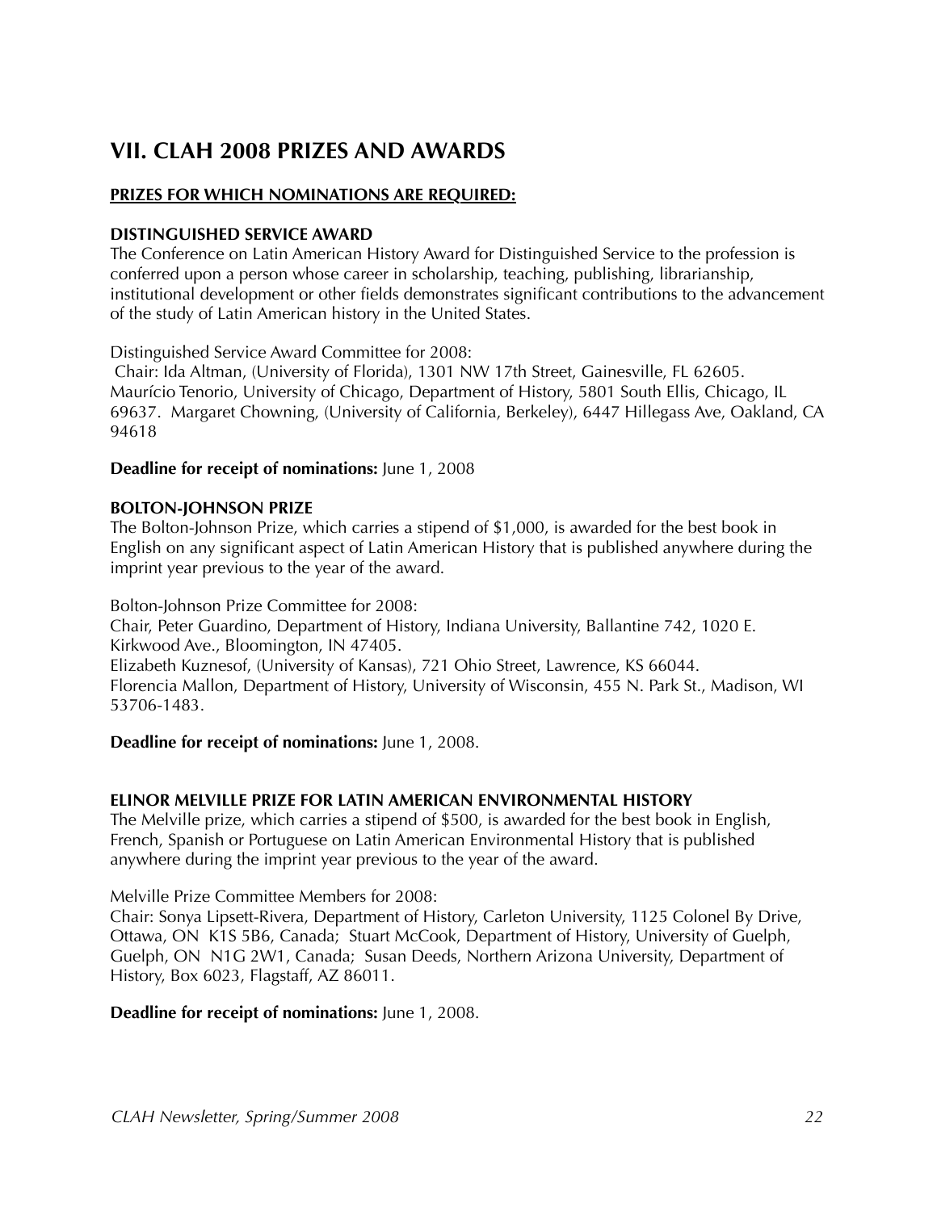## VII. CLAH 2008 PRIZES AND AWARDS

**PRIZES FOR WHICH NOMINATIONS ARE REQUIRED:**

**DISTINGUISHED SERVICE AWARD**

The Conference on Latin American History Award for Distinguished Service to the profession is conferred upon a person whose career in scholarship, teaching, publishing, librarianship, institutional development or other fields demonstrates significant contributions to the advancement of the study of Latin American history in the United States.

Distinguished Service Award Committee for 2008:
Chair: Ida Altman, (University of Florida), 1301 NW 17th Street, Gainesville, FL 62605.
Maurício Tenorio, University of Chicago, Department of History, 5801 South Ellis, Chicago, IL 69637. Margaret Chowning, (University of California, Berkeley), 6447 Hillegass Ave, Oakland, CA 94618

**Deadline for receipt of nominations:** June 1, 2008

**BOLTON-JOHNSON PRIZE**

The Bolton-Johnson Prize, which carries a stipend of $1,000, is awarded for the best book in English on any significant aspect of Latin American History that is published anywhere during the imprint year previous to the year of the award.

Bolton-Johnson Prize Committee for 2008:
Chair, Peter Guardino, Department of History, Indiana University, Ballantine 742, 1020 E. Kirkwood Ave., Bloomington, IN 47405.
Elizabeth Kuznesof, (University of Kansas), 721 Ohio Street, Lawrence, KS 66044.
Florencia Mallon, Department of History, University of Wisconsin, 455 N. Park St., Madison, WI 53706-1483.

**Deadline for receipt of nominations:** June 1, 2008.

**ELINOR MELVILLE PRIZE FOR LATIN AMERICAN ENVIRONMENTAL HISTORY**

The Melville prize, which carries a stipend of $500, is awarded for the best book in English, French, Spanish or Portuguese on Latin American Environmental History that is published anywhere during the imprint year previous to the year of the award.

Melville Prize Committee Members for 2008:
Chair: Sonya Lipsett-Rivera, Department of History, Carleton University, 1125 Colonel By Drive, Ottawa, ON K1S 5B6, Canada; Stuart McCook, Department of History, University of Guelph, Guelph, ON N1G 2W1, Canada; Susan Deeds, Northern Arizona University, Department of History, Box 6023, Flagstaff, AZ 86011.

**Deadline for receipt of nominations:** June 1, 2008.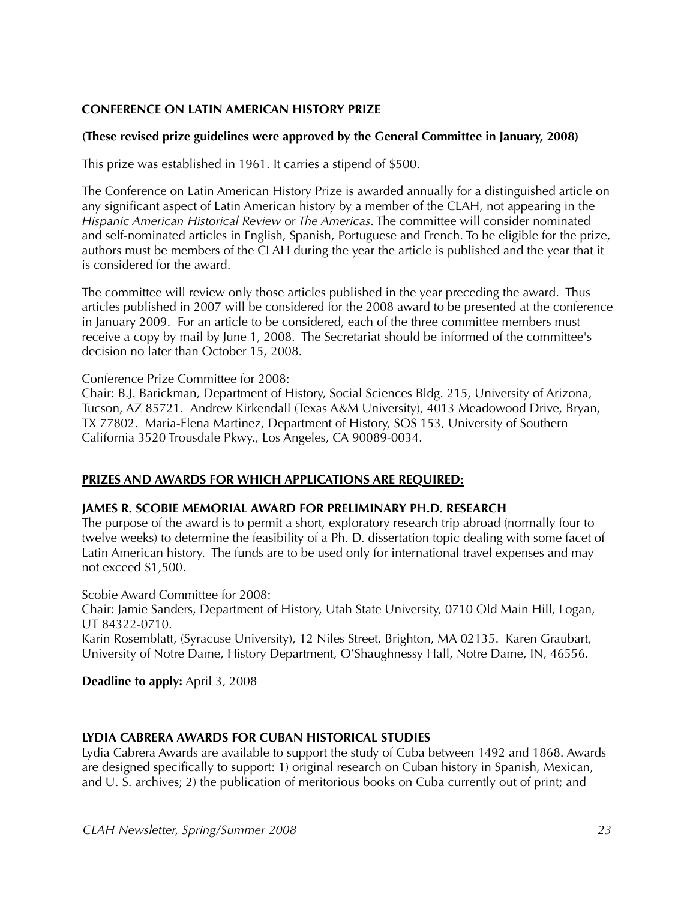**CONFERENCE ON LATIN AMERICAN HISTORY PRIZE**

**(These revised prize guidelines were approved by the General Committee in January, 2008)**

This prize was established in 1961. It carries a stipend of $500.

The Conference on Latin American History Prize is awarded annually for a distinguished article on any significant aspect of Latin American history by a member of the CLAH, not appearing in the *Hispanic American Historical Review* or *The Americas*. The committee will consider nominated and self-nominated articles in English, Spanish, Portuguese and French. To be eligible for the prize, authors must be members of the CLAH during the year the article is published and the year that it is considered for the award.

The committee will review only those articles published in the year preceding the award. Thus articles published in 2007 will be considered for the 2008 award to be presented at the conference in January 2009. For an article to be considered, each of the three committee members must receive a copy by mail by June 1, 2008. The Secretariat should be informed of the committee's decision no later than October 15, 2008.

Conference Prize Committee for 2008:
Chair: B.J. Barickman, Department of History, Social Sciences Bldg. 215, University of Arizona, Tucson, AZ 85721. Andrew Kirkendall (Texas A&M University), 4013 Meadowood Drive, Bryan, TX 77802. Maria-Elena Martinez, Department of History, SOS 153, University of Southern California 3520 Trousdale Pkwy., Los Angeles, CA 90089-0034.

**PRIZES AND AWARDS FOR WHICH APPLICATIONS ARE REQUIRED:**

**JAMES R. SCOBIE MEMORIAL AWARD FOR PRELIMINARY PH.D. RESEARCH**
The purpose of the award is to permit a short, exploratory research trip abroad (normally four to twelve weeks) to determine the feasibility of a Ph. D. dissertation topic dealing with some facet of Latin American history. The funds are to be used only for international travel expenses and may not exceed $1,500.

Scobie Award Committee for 2008:
Chair: Jamie Sanders, Department of History, Utah State University, 0710 Old Main Hill, Logan, UT 84322-0710.
Karin Rosemblatt, (Syracuse University), 12 Niles Street, Brighton, MA 02135. Karen Graubart, University of Notre Dame, History Department, O'Shaughnessy Hall, Notre Dame, IN, 46556.

**Deadline to apply:** April 3, 2008

**LYDIA CABRERA AWARDS FOR CUBAN HISTORICAL STUDIES**
Lydia Cabrera Awards are available to support the study of Cuba between 1492 and 1868. Awards are designed specifically to support: 1) original research on Cuban history in Spanish, Mexican, and U. S. archives; 2) the publication of meritorious books on Cuba currently out of print; and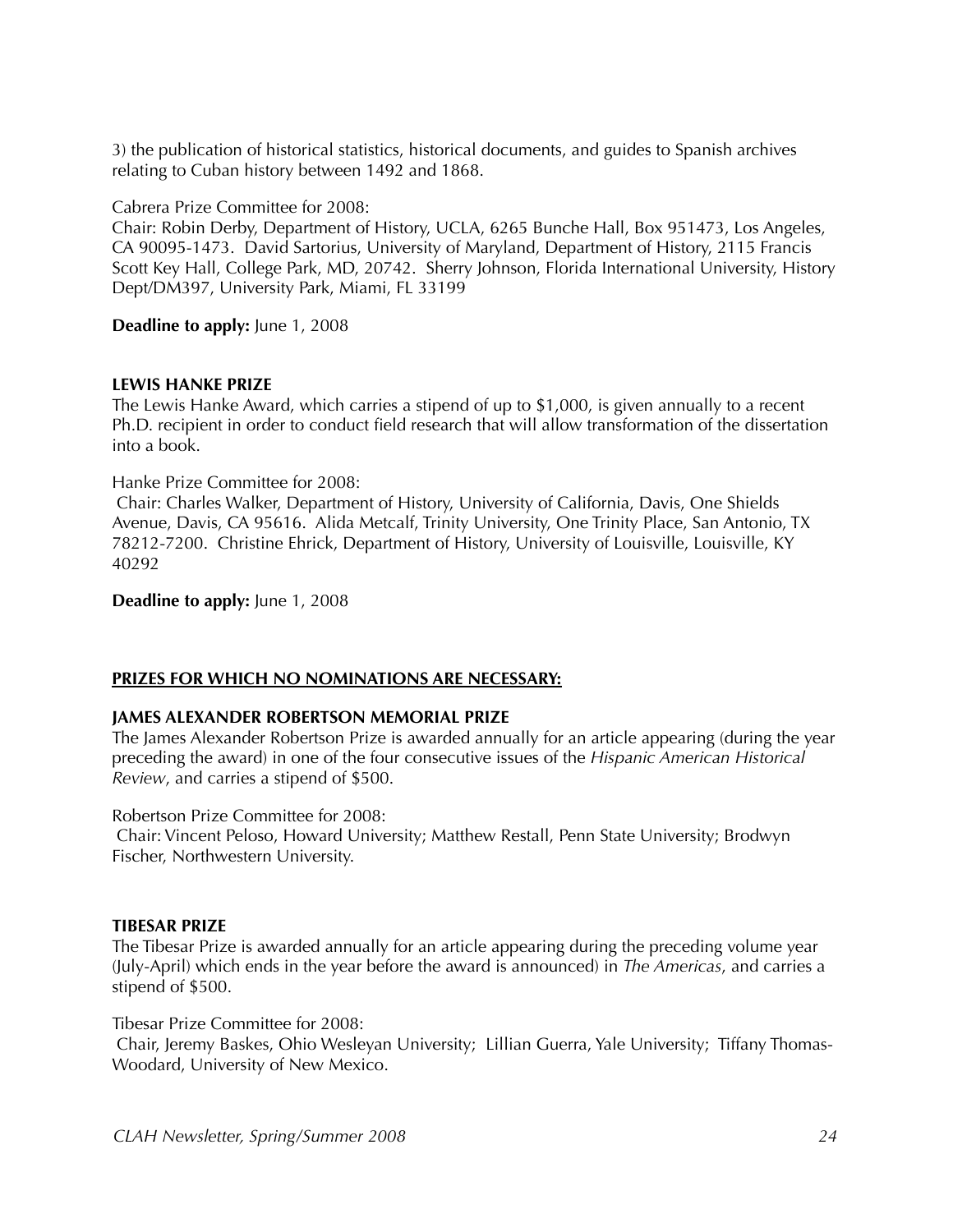3) the publication of historical statistics, historical documents, and guides to Spanish archives relating to Cuban history between 1492 and 1868.

Cabrera Prize Committee for 2008:
Chair: Robin Derby, Department of History, UCLA, 6265 Bunche Hall, Box 951473, Los Angeles, CA 90095-1473. David Sartorius, University of Maryland, Department of History, 2115 Francis Scott Key Hall, College Park, MD, 20742. Sherry Johnson, Florida International University, History Dept/DM397, University Park, Miami, FL 33199

**Deadline to apply:** June 1, 2008

### LEWIS HANKE PRIZE

The Lewis Hanke Award, which carries a stipend of up to $1,000, is given annually to a recent Ph.D. recipient in order to conduct field research that will allow transformation of the dissertation into a book.

Hanke Prize Committee for 2008:
Chair: Charles Walker, Department of History, University of California, Davis, One Shields Avenue, Davis, CA 95616. Alida Metcalf, Trinity University, One Trinity Place, San Antonio, TX 78212-7200. Christine Ehrick, Department of History, University of Louisville, Louisville, KY 40292

**Deadline to apply:** June 1, 2008

## PRIZES FOR WHICH NO NOMINATIONS ARE NECESSARY:

### JAMES ALEXANDER ROBERTSON MEMORIAL PRIZE

The James Alexander Robertson Prize is awarded annually for an article appearing (during the year preceding the award) in one of the four consecutive issues of the *Hispanic American Historical Review*, and carries a stipend of $500.

Robertson Prize Committee for 2008:
Chair: Vincent Peloso, Howard University; Matthew Restall, Penn State University; Brodwyn Fischer, Northwestern University.

### TIBESAR PRIZE

The Tibesar Prize is awarded annually for an article appearing during the preceding volume year (July-April) which ends in the year before the award is announced) in *The Americas*, and carries a stipend of $500.

Tibesar Prize Committee for 2008:
Chair, Jeremy Baskes, Ohio Wesleyan University; Lillian Guerra, Yale University; Tiffany Thomas-Woodard, University of New Mexico.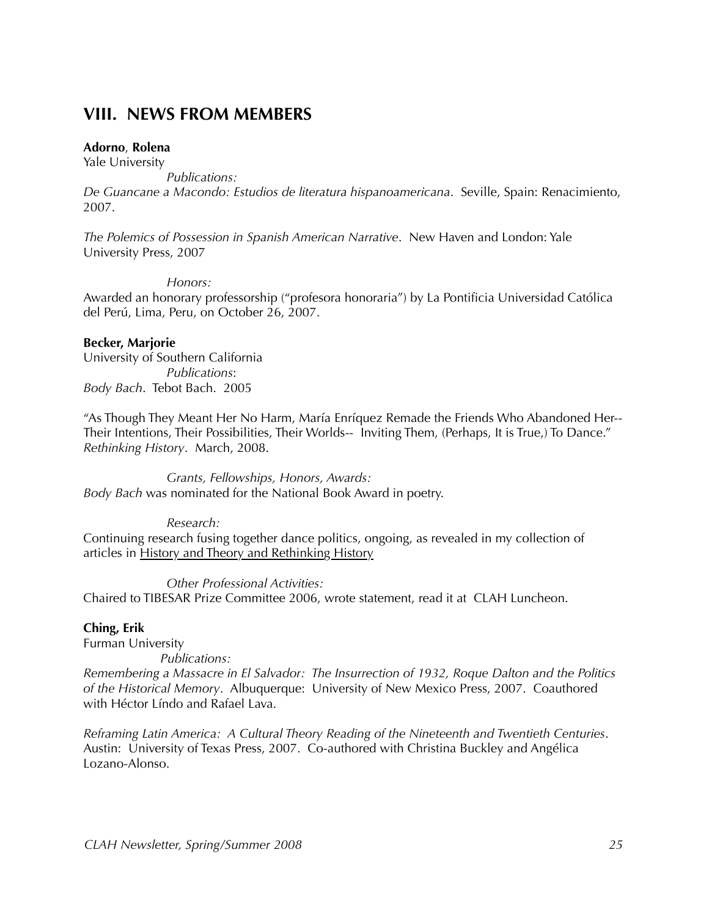## VIII. NEWS FROM MEMBERS

**Adorno**, **Rolena**
Yale University

*Publications:*

*De Guancane a Macondo: Estudios de literatura hispanoamericana*. Seville, Spain: Renacimiento, 2007.

*The Polemics of Possession in Spanish American Narrative*. New Haven and London: Yale University Press, 2007

*Honors:*

Awarded an honorary professorship ("profesora honoraria") by La Pontificia Universidad Católica del Perú, Lima, Peru, on October 26, 2007.

**Becker, Marjorie**
University of Southern California

*Publications*:

*Body Bach*. Tebot Bach. 2005

"As Though They Meant Her No Harm, María Enríquez Remade the Friends Who Abandoned Her-- Their Intentions, Their Possibilities, Their Worlds-- Inviting Them, (Perhaps, It is True,) To Dance." *Rethinking History*. March, 2008.

*Grants, Fellowships, Honors, Awards:*

*Body Bach* was nominated for the National Book Award in poetry.

*Research:*

Continuing research fusing together dance politics, ongoing, as revealed in my collection of articles in History and Theory and Rethinking History

*Other Professional Activities:*

Chaired to TIBESAR Prize Committee 2006, wrote statement, read it at CLAH Luncheon.

**Ching, Erik**
Furman University

*Publications:*

*Remembering a Massacre in El Salvador: The Insurrection of 1932, Roque Dalton and the Politics of the Historical Memory*. Albuquerque: University of New Mexico Press, 2007. Coauthored with Héctor Líndo and Rafael Lava.

*Reframing Latin America: A Cultural Theory Reading of the Nineteenth and Twentieth Centuries*. Austin: University of Texas Press, 2007. Co-authored with Christina Buckley and Angélica Lozano-Alonso.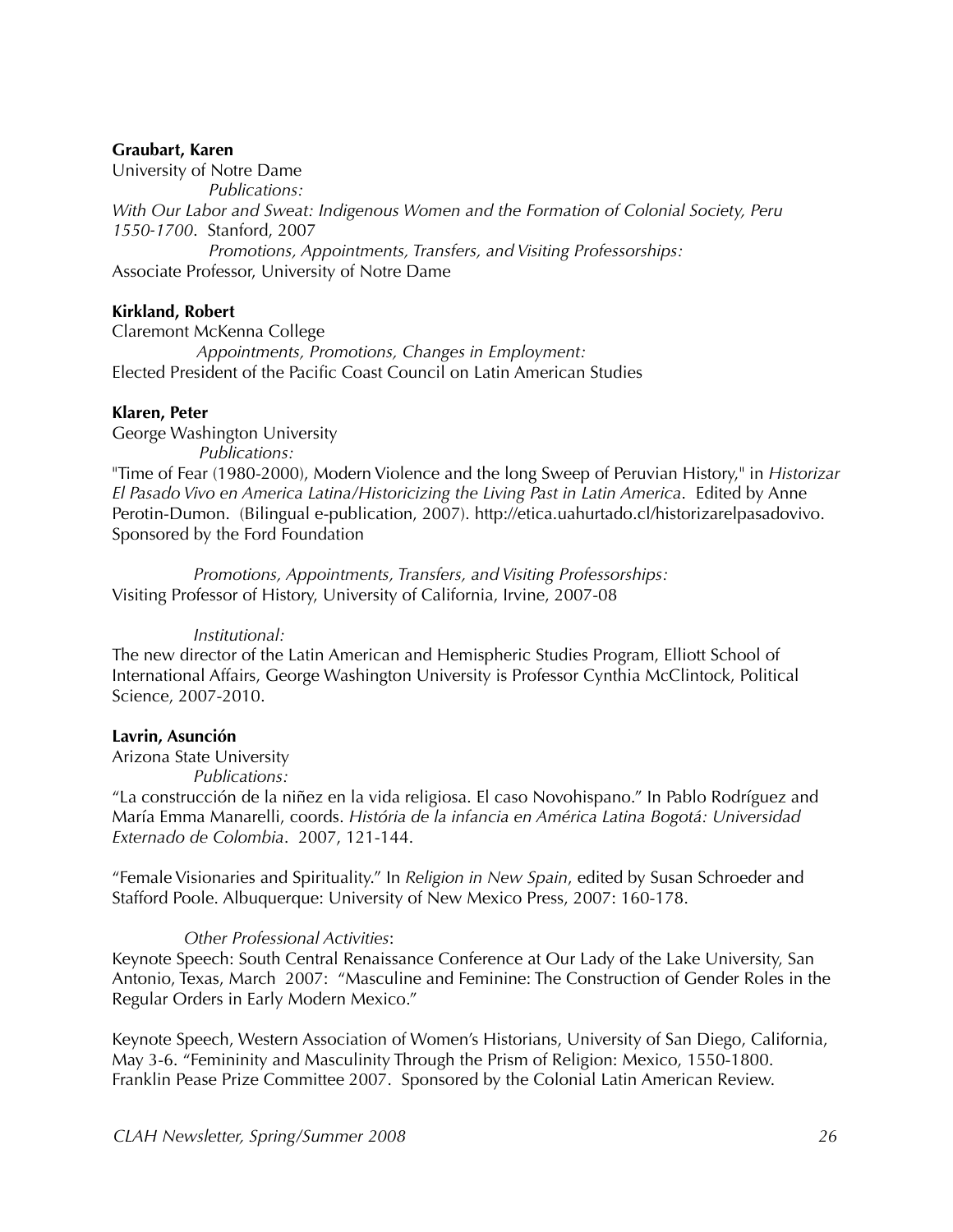**Graubart, Karen**
University of Notre Dame

*Publications:*

*With Our Labor and Sweat: Indigenous Women and the Formation of Colonial Society, Peru 1550-1700*. Stanford, 2007

*Promotions, Appointments, Transfers, and Visiting Professorships:*

Associate Professor, University of Notre Dame

**Kirkland, Robert**
Claremont McKenna College

*Appointments, Promotions, Changes in Employment:*

Elected President of the Pacific Coast Council on Latin American Studies

**Klaren, Peter**
George Washington University

*Publications:*

"Time of Fear (1980-2000), Modern Violence and the long Sweep of Peruvian History," in *Historizar El Pasado Vivo en America Latina/Historicizing the Living Past in Latin America*. Edited by Anne Perotin-Dumon. (Bilingual e-publication, 2007). http://etica.uahurtado.cl/historizarelpasadovivo. Sponsored by the Ford Foundation

*Promotions, Appointments, Transfers, and Visiting Professorships:*

Visiting Professor of History, University of California, Irvine, 2007-08

*Institutional:*

The new director of the Latin American and Hemispheric Studies Program, Elliott School of International Affairs, George Washington University is Professor Cynthia McClintock, Political Science, 2007-2010.

**Lavrin, Asunción**
Arizona State University

*Publications:*

"La construcción de la niñez en la vida religiosa. El caso Novohispano." In Pablo Rodríguez and María Emma Manarelli, coords. *História de la infancia en América Latina Bogotá: Universidad Externado de Colombia*. 2007, 121-144.

"Female Visionaries and Spirituality." In *Religion in New Spain*, edited by Susan Schroeder and Stafford Poole. Albuquerque: University of New Mexico Press, 2007: 160-178.

*Other Professional Activities*:

Keynote Speech: South Central Renaissance Conference at Our Lady of the Lake University, San Antonio, Texas, March 2007: "Masculine and Feminine: The Construction of Gender Roles in the Regular Orders in Early Modern Mexico."

Keynote Speech, Western Association of Women's Historians, University of San Diego, California, May 3-6. "Femininity and Masculinity Through the Prism of Religion: Mexico, 1550-1800. Franklin Pease Prize Committee 2007. Sponsored by the Colonial Latin American Review.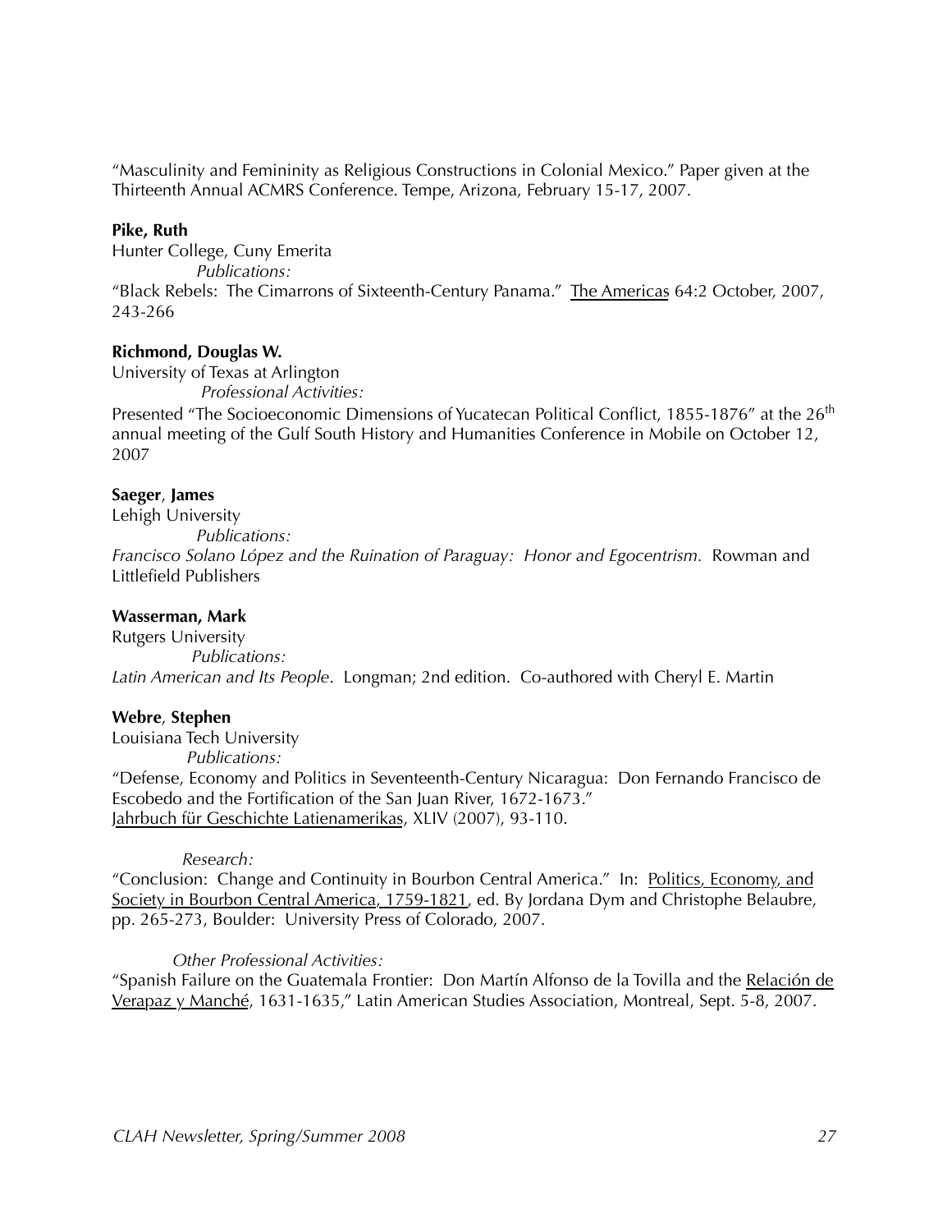"Masculinity and Femininity as Religious Constructions in Colonial Mexico." Paper given at the Thirteenth Annual ACMRS Conference. Tempe, Arizona, February 15-17, 2007.

**Pike, Ruth**
Hunter College, Cuny Emerita
*Publications:*
"Black Rebels: The Cimarrons of Sixteenth-Century Panama." The Americas 64:2 October, 2007, 243-266

**Richmond, Douglas W.**
University of Texas at Arlington
*Professional Activities:*
Presented "The Socioeconomic Dimensions of Yucatecan Political Conflict, 1855-1876" at the 26th annual meeting of the Gulf South History and Humanities Conference in Mobile on October 12, 2007

**Saeger, James**
Lehigh University
*Publications:*
*Francisco Solano López and the Ruination of Paraguay: Honor and Egocentrism.* Rowman and Littlefield Publishers

**Wasserman, Mark**
Rutgers University
*Publications:*
*Latin American and Its People*. Longman; 2nd edition. Co-authored with Cheryl E. Martin

**Webre, Stephen**
Louisiana Tech University
*Publications:*
"Defense, Economy and Politics in Seventeenth-Century Nicaragua: Don Fernando Francisco de Escobedo and the Fortification of the San Juan River, 1672-1673." Jahrbuch für Geschichte Latienamerikas, XLIV (2007), 93-110.

*Research:*
"Conclusion: Change and Continuity in Bourbon Central America." In: Politics, Economy, and Society in Bourbon Central America, 1759-1821, ed. By Jordana Dym and Christophe Belaubre, pp. 265-273, Boulder: University Press of Colorado, 2007.

*Other Professional Activities:*
"Spanish Failure on the Guatemala Frontier: Don Martín Alfonso de la Tovilla and the Relación de Verapaz y Manché, 1631-1635," Latin American Studies Association, Montreal, Sept. 5-8, 2007.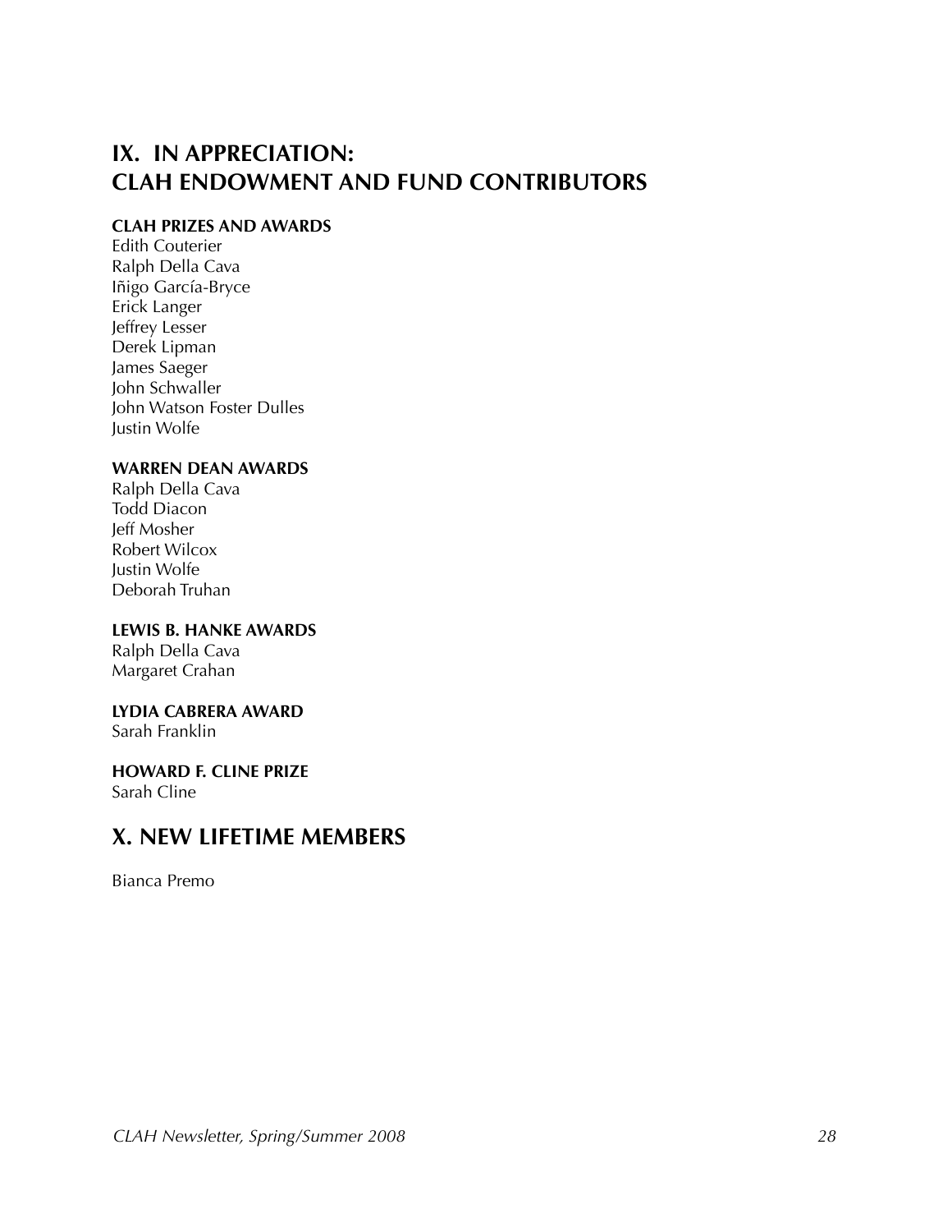## IX. IN APPRECIATION: CLAH ENDOWMENT AND FUND CONTRIBUTORS

**CLAH PRIZES AND AWARDS**

Edith Couterier
Ralph Della Cava
Iñigo García-Bryce
Erick Langer
Jeffrey Lesser
Derek Lipman
James Saeger
John Schwaller
John Watson Foster Dulles
Justin Wolfe

**WARREN DEAN AWARDS**

Ralph Della Cava
Todd Diacon
Jeff Mosher
Robert Wilcox
Justin Wolfe
Deborah Truhan

**LEWIS B. HANKE AWARDS**

Ralph Della Cava
Margaret Crahan

**LYDIA CABRERA AWARD**

Sarah Franklin

**HOWARD F. CLINE PRIZE**

Sarah Cline

## X. NEW LIFETIME MEMBERS

Bianca Premo